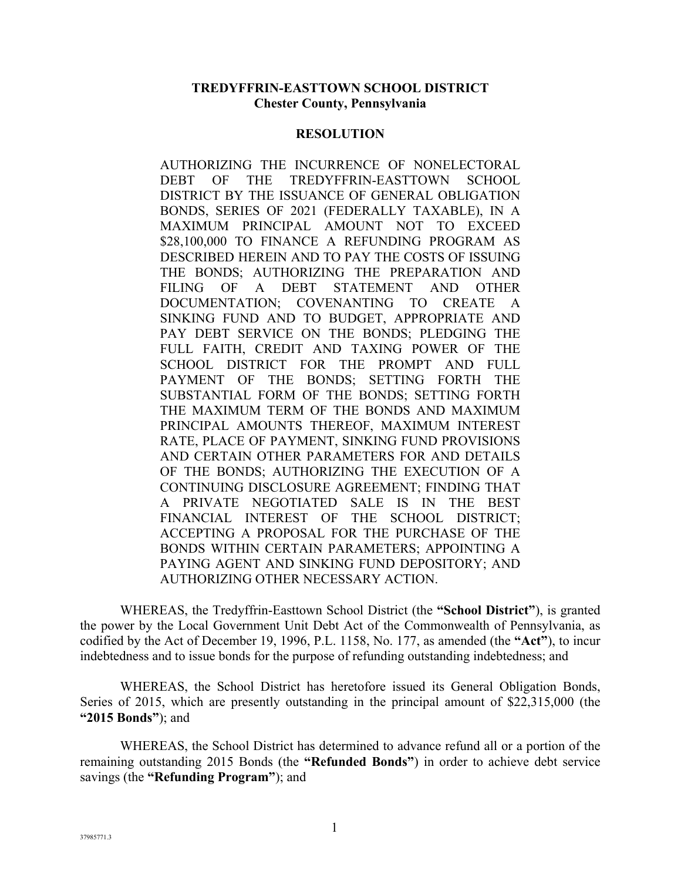**TREDYFFRIN-EASTTOWN SCHOOL DISTRICT**
**Chester County, Pennsylvania**

**RESOLUTION**

AUTHORIZING THE INCURRENCE OF NONELECTORAL DEBT OF THE TREDYFFRIN-EASTTOWN SCHOOL DISTRICT BY THE ISSUANCE OF GENERAL OBLIGATION BONDS, SERIES OF 2021 (FEDERALLY TAXABLE), IN A MAXIMUM PRINCIPAL AMOUNT NOT TO EXCEED $28,100,000 TO FINANCE A REFUNDING PROGRAM AS DESCRIBED HEREIN AND TO PAY THE COSTS OF ISSUING THE BONDS; AUTHORIZING THE PREPARATION AND FILING OF A DEBT STATEMENT AND OTHER DOCUMENTATION; COVENANTING TO CREATE A SINKING FUND AND TO BUDGET, APPROPRIATE AND PAY DEBT SERVICE ON THE BONDS; PLEDGING THE FULL FAITH, CREDIT AND TAXING POWER OF THE SCHOOL DISTRICT FOR THE PROMPT AND FULL PAYMENT OF THE BONDS; SETTING FORTH THE SUBSTANTIAL FORM OF THE BONDS; SETTING FORTH THE MAXIMUM TERM OF THE BONDS AND MAXIMUM PRINCIPAL AMOUNTS THEREOF, MAXIMUM INTEREST RATE, PLACE OF PAYMENT, SINKING FUND PROVISIONS AND CERTAIN OTHER PARAMETERS FOR AND DETAILS OF THE BONDS; AUTHORIZING THE EXECUTION OF A CONTINUING DISCLOSURE AGREEMENT; FINDING THAT A PRIVATE NEGOTIATED SALE IS IN THE BEST FINANCIAL INTEREST OF THE SCHOOL DISTRICT; ACCEPTING A PROPOSAL FOR THE PURCHASE OF THE BONDS WITHIN CERTAIN PARAMETERS; APPOINTING A PAYING AGENT AND SINKING FUND DEPOSITORY; AND AUTHORIZING OTHER NECESSARY ACTION.

WHEREAS, the Tredyffrin-Easttown School District (the **"School District"**), is granted the power by the Local Government Unit Debt Act of the Commonwealth of Pennsylvania, as codified by the Act of December 19, 1996, P.L. 1158, No. 177, as amended (the **"Act"**), to incur indebtedness and to issue bonds for the purpose of refunding outstanding indebtedness; and

WHEREAS, the School District has heretofore issued its General Obligation Bonds, Series of 2015, which are presently outstanding in the principal amount of $22,315,000 (the **"2015 Bonds"**); and

WHEREAS, the School District has determined to advance refund all or a portion of the remaining outstanding 2015 Bonds (the **"Refunded Bonds"**) in order to achieve debt service savings (the **"Refunding Program"**); and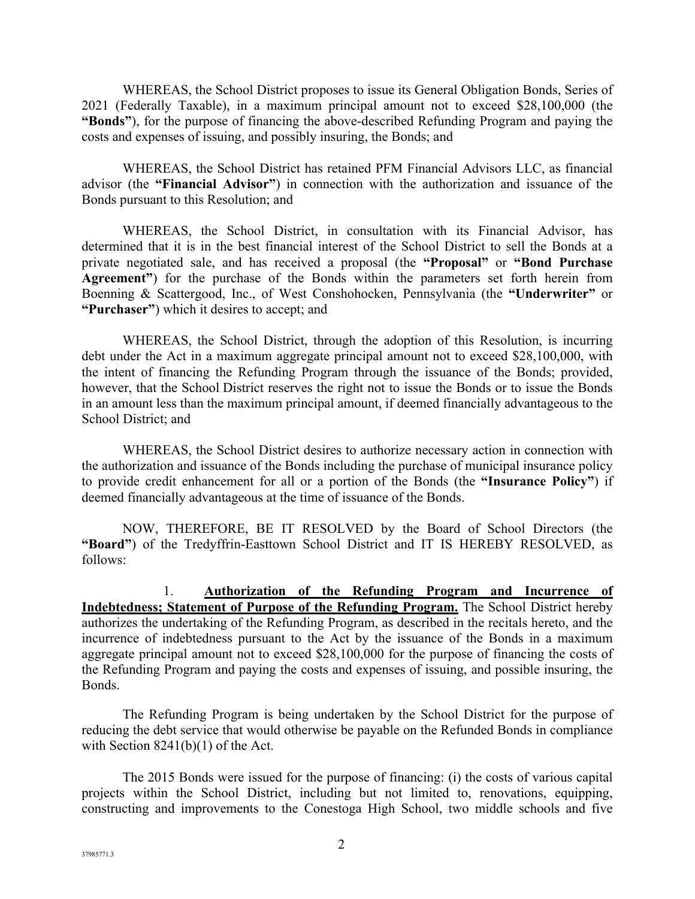WHEREAS, the School District proposes to issue its General Obligation Bonds, Series of 2021 (Federally Taxable), in a maximum principal amount not to exceed $28,100,000 (the **"Bonds"**), for the purpose of financing the above-described Refunding Program and paying the costs and expenses of issuing, and possibly insuring, the Bonds; and

WHEREAS, the School District has retained PFM Financial Advisors LLC, as financial advisor (the **"Financial Advisor"**) in connection with the authorization and issuance of the Bonds pursuant to this Resolution; and

WHEREAS, the School District, in consultation with its Financial Advisor, has determined that it is in the best financial interest of the School District to sell the Bonds at a private negotiated sale, and has received a proposal (the **"Proposal"** or **"Bond Purchase Agreement"**) for the purchase of the Bonds within the parameters set forth herein from Boenning & Scattergood, Inc., of West Conshohocken, Pennsylvania (the **"Underwriter"** or **"Purchaser"**) which it desires to accept; and

WHEREAS, the School District, through the adoption of this Resolution, is incurring debt under the Act in a maximum aggregate principal amount not to exceed $28,100,000, with the intent of financing the Refunding Program through the issuance of the Bonds; provided, however, that the School District reserves the right not to issue the Bonds or to issue the Bonds in an amount less than the maximum principal amount, if deemed financially advantageous to the School District; and

WHEREAS, the School District desires to authorize necessary action in connection with the authorization and issuance of the Bonds including the purchase of municipal insurance policy to provide credit enhancement for all or a portion of the Bonds (the **"Insurance Policy"**) if deemed financially advantageous at the time of issuance of the Bonds.

NOW, THEREFORE, BE IT RESOLVED by the Board of School Directors (the **"Board"**) of the Tredyffrin-Easttown School District and IT IS HEREBY RESOLVED, as follows:

1. **Authorization of the Refunding Program and Incurrence of Indebtedness; Statement of Purpose of the Refunding Program.** The School District hereby authorizes the undertaking of the Refunding Program, as described in the recitals hereto, and the incurrence of indebtedness pursuant to the Act by the issuance of the Bonds in a maximum aggregate principal amount not to exceed $28,100,000 for the purpose of financing the costs of the Refunding Program and paying the costs and expenses of issuing, and possible insuring, the Bonds.

The Refunding Program is being undertaken by the School District for the purpose of reducing the debt service that would otherwise be payable on the Refunded Bonds in compliance with Section 8241(b)(1) of the Act.

The 2015 Bonds were issued for the purpose of financing: (i) the costs of various capital projects within the School District, including but not limited to, renovations, equipping, constructing and improvements to the Conestoga High School, two middle schools and five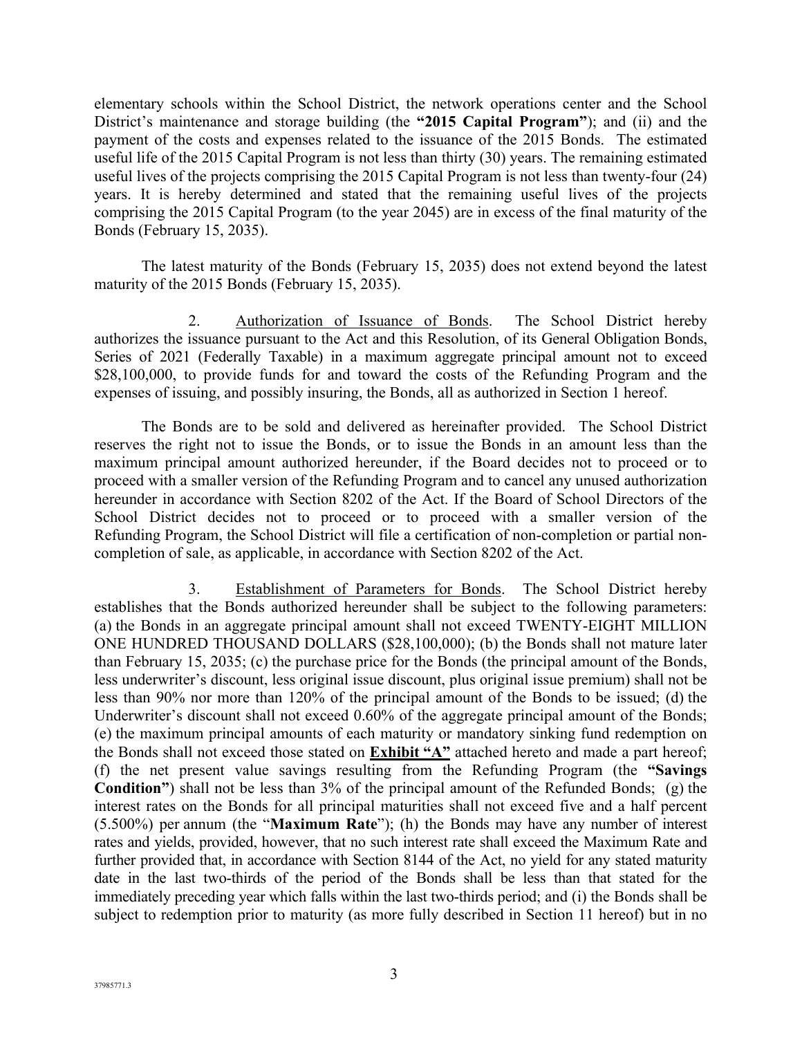elementary schools within the School District, the network operations center and the School District's maintenance and storage building (the **"2015 Capital Program"**); and (ii) and the payment of the costs and expenses related to the issuance of the 2015 Bonds. The estimated useful life of the 2015 Capital Program is not less than thirty (30) years. The remaining estimated useful lives of the projects comprising the 2015 Capital Program is not less than twenty-four (24) years. It is hereby determined and stated that the remaining useful lives of the projects comprising the 2015 Capital Program (to the year 2045) are in excess of the final maturity of the Bonds (February 15, 2035).

The latest maturity of the Bonds (February 15, 2035) does not extend beyond the latest maturity of the 2015 Bonds (February 15, 2035).

2. Authorization of Issuance of Bonds. The School District hereby authorizes the issuance pursuant to the Act and this Resolution, of its General Obligation Bonds, Series of 2021 (Federally Taxable) in a maximum aggregate principal amount not to exceed \$28,100,000, to provide funds for and toward the costs of the Refunding Program and the expenses of issuing, and possibly insuring, the Bonds, all as authorized in Section 1 hereof.

The Bonds are to be sold and delivered as hereinafter provided. The School District reserves the right not to issue the Bonds, or to issue the Bonds in an amount less than the maximum principal amount authorized hereunder, if the Board decides not to proceed or to proceed with a smaller version of the Refunding Program and to cancel any unused authorization hereunder in accordance with Section 8202 of the Act. If the Board of School Directors of the School District decides not to proceed or to proceed with a smaller version of the Refunding Program, the School District will file a certification of non-completion or partial non-completion of sale, as applicable, in accordance with Section 8202 of the Act.

3. Establishment of Parameters for Bonds. The School District hereby establishes that the Bonds authorized hereunder shall be subject to the following parameters: (a) the Bonds in an aggregate principal amount shall not exceed TWENTY-EIGHT MILLION ONE HUNDRED THOUSAND DOLLARS (\$28,100,000); (b) the Bonds shall not mature later than February 15, 2035; (c) the purchase price for the Bonds (the principal amount of the Bonds, less underwriter's discount, less original issue discount, plus original issue premium) shall not be less than 90% nor more than 120% of the principal amount of the Bonds to be issued; (d) the Underwriter's discount shall not exceed 0.60% of the aggregate principal amount of the Bonds; (e) the maximum principal amounts of each maturity or mandatory sinking fund redemption on the Bonds shall not exceed those stated on **Exhibit "A"** attached hereto and made a part hereof; (f) the net present value savings resulting from the Refunding Program (the **"Savings Condition"**) shall not be less than 3% of the principal amount of the Refunded Bonds; (g) the interest rates on the Bonds for all principal maturities shall not exceed five and a half percent (5.500%) per annum (the "**Maximum Rate**"); (h) the Bonds may have any number of interest rates and yields, provided, however, that no such interest rate shall exceed the Maximum Rate and further provided that, in accordance with Section 8144 of the Act, no yield for any stated maturity date in the last two-thirds of the period of the Bonds shall be less than that stated for the immediately preceding year which falls within the last two-thirds period; and (i) the Bonds shall be subject to redemption prior to maturity (as more fully described in Section 11 hereof) but in no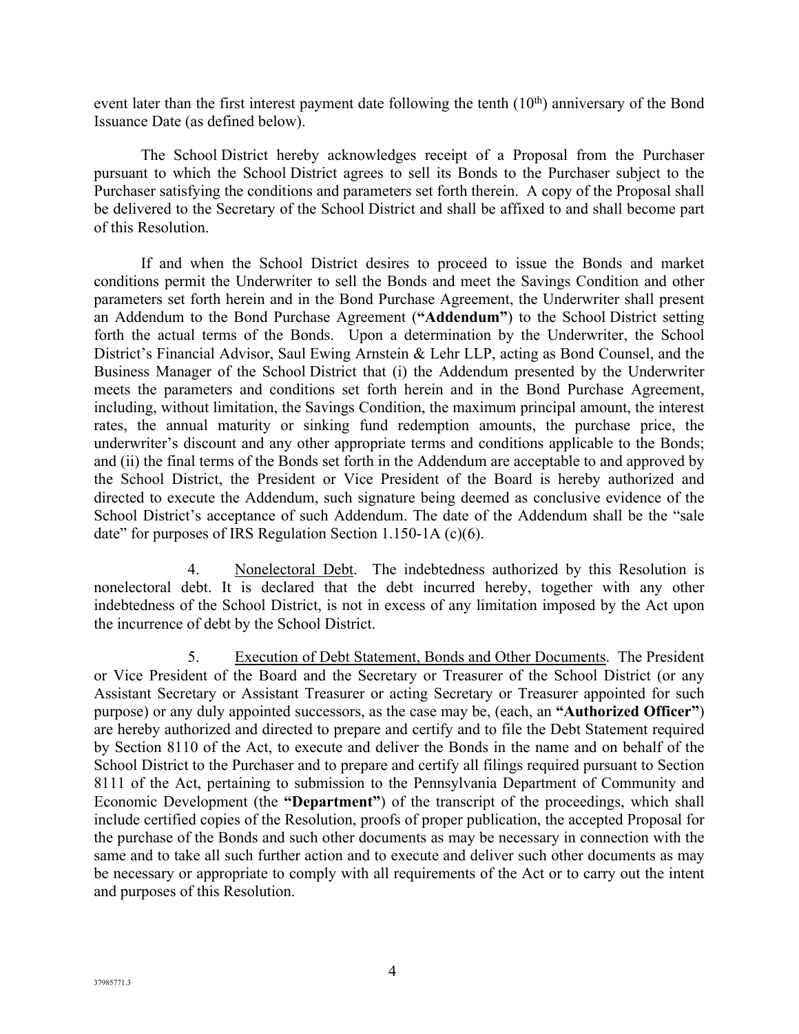event later than the first interest payment date following the tenth (10th) anniversary of the Bond Issuance Date (as defined below).

The School District hereby acknowledges receipt of a Proposal from the Purchaser pursuant to which the School District agrees to sell its Bonds to the Purchaser subject to the Purchaser satisfying the conditions and parameters set forth therein. A copy of the Proposal shall be delivered to the Secretary of the School District and shall be affixed to and shall become part of this Resolution.

If and when the School District desires to proceed to issue the Bonds and market conditions permit the Underwriter to sell the Bonds and meet the Savings Condition and other parameters set forth herein and in the Bond Purchase Agreement, the Underwriter shall present an Addendum to the Bond Purchase Agreement (**"Addendum"**) to the School District setting forth the actual terms of the Bonds. Upon a determination by the Underwriter, the School District's Financial Advisor, Saul Ewing Arnstein & Lehr LLP, acting as Bond Counsel, and the Business Manager of the School District that (i) the Addendum presented by the Underwriter meets the parameters and conditions set forth herein and in the Bond Purchase Agreement, including, without limitation, the Savings Condition, the maximum principal amount, the interest rates, the annual maturity or sinking fund redemption amounts, the purchase price, the underwriter's discount and any other appropriate terms and conditions applicable to the Bonds; and (ii) the final terms of the Bonds set forth in the Addendum are acceptable to and approved by the School District, the President or Vice President of the Board is hereby authorized and directed to execute the Addendum, such signature being deemed as conclusive evidence of the School District's acceptance of such Addendum. The date of the Addendum shall be the "sale date" for purposes of IRS Regulation Section 1.150-1A (c)(6).

4. Nonelectoral Debt. The indebtedness authorized by this Resolution is nonelectoral debt. It is declared that the debt incurred hereby, together with any other indebtedness of the School District, is not in excess of any limitation imposed by the Act upon the incurrence of debt by the School District.

5. Execution of Debt Statement, Bonds and Other Documents. The President or Vice President of the Board and the Secretary or Treasurer of the School District (or any Assistant Secretary or Assistant Treasurer or acting Secretary or Treasurer appointed for such purpose) or any duly appointed successors, as the case may be, (each, an **"Authorized Officer"**) are hereby authorized and directed to prepare and certify and to file the Debt Statement required by Section 8110 of the Act, to execute and deliver the Bonds in the name and on behalf of the School District to the Purchaser and to prepare and certify all filings required pursuant to Section 8111 of the Act, pertaining to submission to the Pennsylvania Department of Community and Economic Development (the **"Department"**) of the transcript of the proceedings, which shall include certified copies of the Resolution, proofs of proper publication, the accepted Proposal for the purchase of the Bonds and such other documents as may be necessary in connection with the same and to take all such further action and to execute and deliver such other documents as may be necessary or appropriate to comply with all requirements of the Act or to carry out the intent and purposes of this Resolution.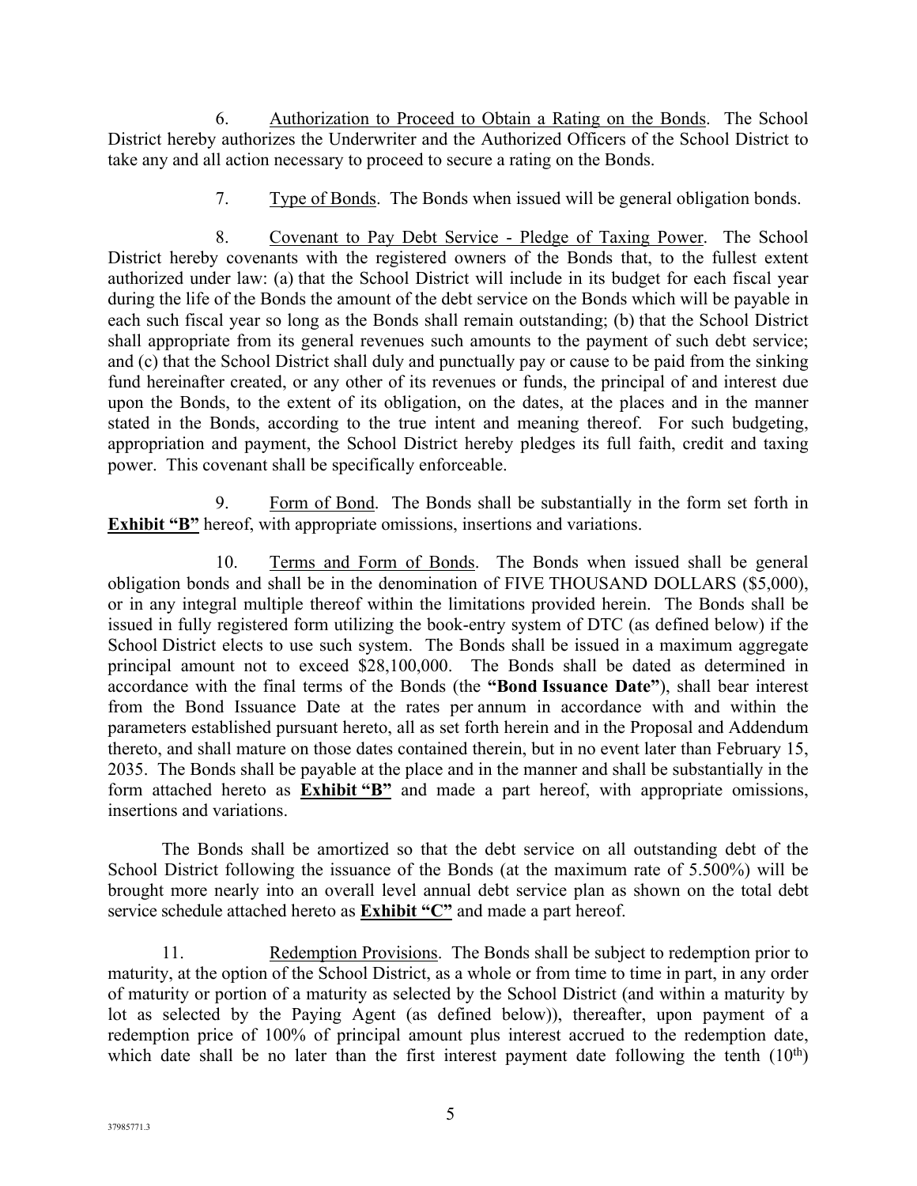6. Authorization to Proceed to Obtain a Rating on the Bonds. The School District hereby authorizes the Underwriter and the Authorized Officers of the School District to take any and all action necessary to proceed to secure a rating on the Bonds.

7. Type of Bonds. The Bonds when issued will be general obligation bonds.

8. Covenant to Pay Debt Service - Pledge of Taxing Power. The School District hereby covenants with the registered owners of the Bonds that, to the fullest extent authorized under law: (a) that the School District will include in its budget for each fiscal year during the life of the Bonds the amount of the debt service on the Bonds which will be payable in each such fiscal year so long as the Bonds shall remain outstanding; (b) that the School District shall appropriate from its general revenues such amounts to the payment of such debt service; and (c) that the School District shall duly and punctually pay or cause to be paid from the sinking fund hereinafter created, or any other of its revenues or funds, the principal of and interest due upon the Bonds, to the extent of its obligation, on the dates, at the places and in the manner stated in the Bonds, according to the true intent and meaning thereof. For such budgeting, appropriation and payment, the School District hereby pledges its full faith, credit and taxing power. This covenant shall be specifically enforceable.

9. Form of Bond. The Bonds shall be substantially in the form set forth in **Exhibit "B"** hereof, with appropriate omissions, insertions and variations.

10. Terms and Form of Bonds. The Bonds when issued shall be general obligation bonds and shall be in the denomination of FIVE THOUSAND DOLLARS ($5,000), or in any integral multiple thereof within the limitations provided herein. The Bonds shall be issued in fully registered form utilizing the book-entry system of DTC (as defined below) if the School District elects to use such system. The Bonds shall be issued in a maximum aggregate principal amount not to exceed $28,100,000. The Bonds shall be dated as determined in accordance with the final terms of the Bonds (the **"Bond Issuance Date"**), shall bear interest from the Bond Issuance Date at the rates per annum in accordance with and within the parameters established pursuant hereto, all as set forth herein and in the Proposal and Addendum thereto, and shall mature on those dates contained therein, but in no event later than February 15, 2035. The Bonds shall be payable at the place and in the manner and shall be substantially in the form attached hereto as **Exhibit "B"** and made a part hereof, with appropriate omissions, insertions and variations.

The Bonds shall be amortized so that the debt service on all outstanding debt of the School District following the issuance of the Bonds (at the maximum rate of 5.500%) will be brought more nearly into an overall level annual debt service plan as shown on the total debt service schedule attached hereto as **Exhibit "C"** and made a part hereof.

11. Redemption Provisions. The Bonds shall be subject to redemption prior to maturity, at the option of the School District, as a whole or from time to time in part, in any order of maturity or portion of a maturity as selected by the School District (and within a maturity by lot as selected by the Paying Agent (as defined below)), thereafter, upon payment of a redemption price of 100% of principal amount plus interest accrued to the redemption date, which date shall be no later than the first interest payment date following the tenth (10th)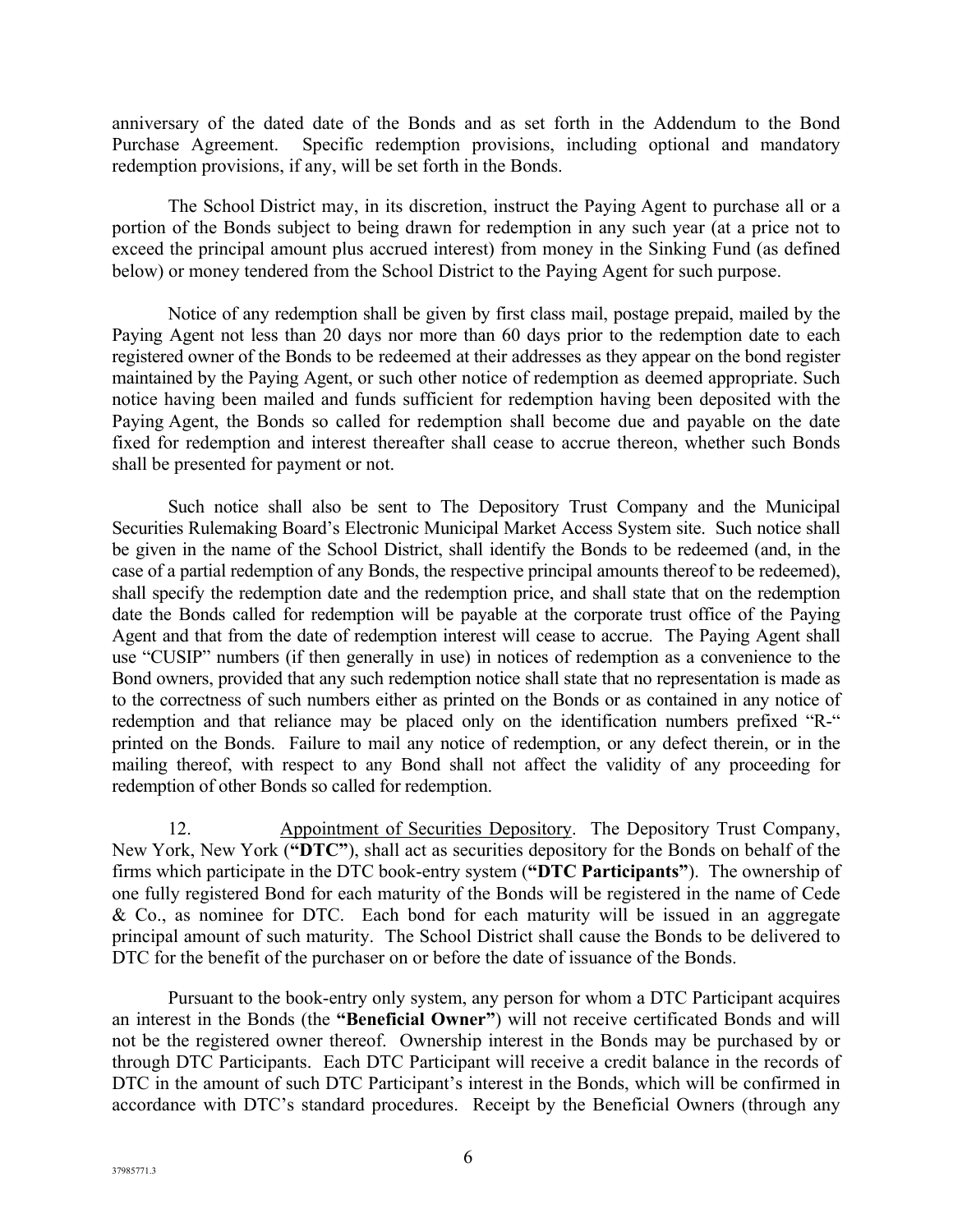anniversary of the dated date of the Bonds and as set forth in the Addendum to the Bond Purchase Agreement. Specific redemption provisions, including optional and mandatory redemption provisions, if any, will be set forth in the Bonds.

The School District may, in its discretion, instruct the Paying Agent to purchase all or a portion of the Bonds subject to being drawn for redemption in any such year (at a price not to exceed the principal amount plus accrued interest) from money in the Sinking Fund (as defined below) or money tendered from the School District to the Paying Agent for such purpose.

Notice of any redemption shall be given by first class mail, postage prepaid, mailed by the Paying Agent not less than 20 days nor more than 60 days prior to the redemption date to each registered owner of the Bonds to be redeemed at their addresses as they appear on the bond register maintained by the Paying Agent, or such other notice of redemption as deemed appropriate. Such notice having been mailed and funds sufficient for redemption having been deposited with the Paying Agent, the Bonds so called for redemption shall become due and payable on the date fixed for redemption and interest thereafter shall cease to accrue thereon, whether such Bonds shall be presented for payment or not.

Such notice shall also be sent to The Depository Trust Company and the Municipal Securities Rulemaking Board's Electronic Municipal Market Access System site. Such notice shall be given in the name of the School District, shall identify the Bonds to be redeemed (and, in the case of a partial redemption of any Bonds, the respective principal amounts thereof to be redeemed), shall specify the redemption date and the redemption price, and shall state that on the redemption date the Bonds called for redemption will be payable at the corporate trust office of the Paying Agent and that from the date of redemption interest will cease to accrue. The Paying Agent shall use "CUSIP" numbers (if then generally in use) in notices of redemption as a convenience to the Bond owners, provided that any such redemption notice shall state that no representation is made as to the correctness of such numbers either as printed on the Bonds or as contained in any notice of redemption and that reliance may be placed only on the identification numbers prefixed "R-" printed on the Bonds. Failure to mail any notice of redemption, or any defect therein, or in the mailing thereof, with respect to any Bond shall not affect the validity of any proceeding for redemption of other Bonds so called for redemption.

12. Appointment of Securities Depository. The Depository Trust Company, New York, New York (**"DTC"**), shall act as securities depository for the Bonds on behalf of the firms which participate in the DTC book-entry system (**"DTC Participants"**). The ownership of one fully registered Bond for each maturity of the Bonds will be registered in the name of Cede & Co., as nominee for DTC. Each bond for each maturity will be issued in an aggregate principal amount of such maturity. The School District shall cause the Bonds to be delivered to DTC for the benefit of the purchaser on or before the date of issuance of the Bonds.

Pursuant to the book-entry only system, any person for whom a DTC Participant acquires an interest in the Bonds (the **"Beneficial Owner"**) will not receive certificated Bonds and will not be the registered owner thereof. Ownership interest in the Bonds may be purchased by or through DTC Participants. Each DTC Participant will receive a credit balance in the records of DTC in the amount of such DTC Participant's interest in the Bonds, which will be confirmed in accordance with DTC's standard procedures. Receipt by the Beneficial Owners (through any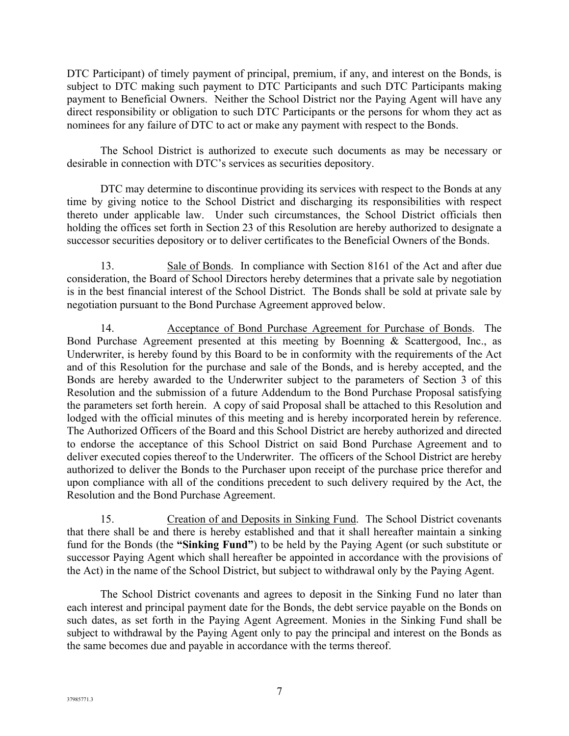DTC Participant) of timely payment of principal, premium, if any, and interest on the Bonds, is subject to DTC making such payment to DTC Participants and such DTC Participants making payment to Beneficial Owners. Neither the School District nor the Paying Agent will have any direct responsibility or obligation to such DTC Participants or the persons for whom they act as nominees for any failure of DTC to act or make any payment with respect to the Bonds.

The School District is authorized to execute such documents as may be necessary or desirable in connection with DTC's services as securities depository.

DTC may determine to discontinue providing its services with respect to the Bonds at any time by giving notice to the School District and discharging its responsibilities with respect thereto under applicable law. Under such circumstances, the School District officials then holding the offices set forth in Section 23 of this Resolution are hereby authorized to designate a successor securities depository or to deliver certificates to the Beneficial Owners of the Bonds.

13. Sale of Bonds. In compliance with Section 8161 of the Act and after due consideration, the Board of School Directors hereby determines that a private sale by negotiation is in the best financial interest of the School District. The Bonds shall be sold at private sale by negotiation pursuant to the Bond Purchase Agreement approved below.

14. Acceptance of Bond Purchase Agreement for Purchase of Bonds. The Bond Purchase Agreement presented at this meeting by Boenning & Scattergood, Inc., as Underwriter, is hereby found by this Board to be in conformity with the requirements of the Act and of this Resolution for the purchase and sale of the Bonds, and is hereby accepted, and the Bonds are hereby awarded to the Underwriter subject to the parameters of Section 3 of this Resolution and the submission of a future Addendum to the Bond Purchase Proposal satisfying the parameters set forth herein. A copy of said Proposal shall be attached to this Resolution and lodged with the official minutes of this meeting and is hereby incorporated herein by reference. The Authorized Officers of the Board and this School District are hereby authorized and directed to endorse the acceptance of this School District on said Bond Purchase Agreement and to deliver executed copies thereof to the Underwriter. The officers of the School District are hereby authorized to deliver the Bonds to the Purchaser upon receipt of the purchase price therefor and upon compliance with all of the conditions precedent to such delivery required by the Act, the Resolution and the Bond Purchase Agreement.

15. Creation of and Deposits in Sinking Fund. The School District covenants that there shall be and there is hereby established and that it shall hereafter maintain a sinking fund for the Bonds (the **"Sinking Fund"**) to be held by the Paying Agent (or such substitute or successor Paying Agent which shall hereafter be appointed in accordance with the provisions of the Act) in the name of the School District, but subject to withdrawal only by the Paying Agent.

The School District covenants and agrees to deposit in the Sinking Fund no later than each interest and principal payment date for the Bonds, the debt service payable on the Bonds on such dates, as set forth in the Paying Agent Agreement. Monies in the Sinking Fund shall be subject to withdrawal by the Paying Agent only to pay the principal and interest on the Bonds as the same becomes due and payable in accordance with the terms thereof.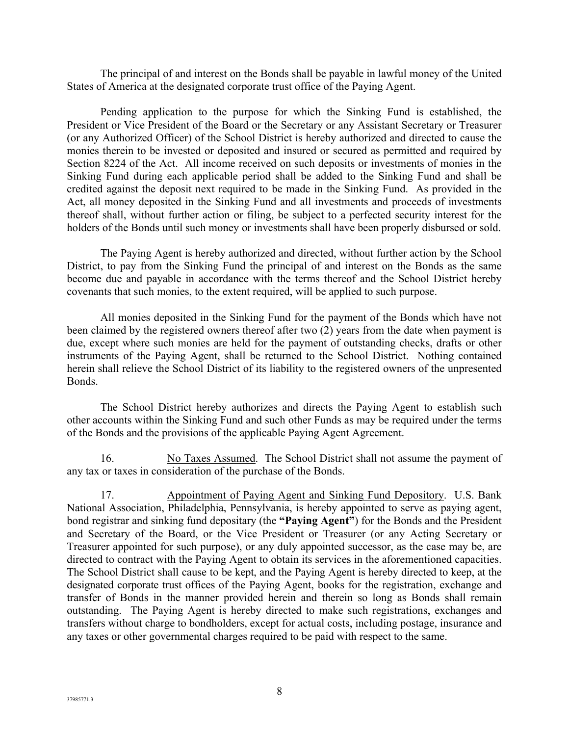The principal of and interest on the Bonds shall be payable in lawful money of the United States of America at the designated corporate trust office of the Paying Agent.

Pending application to the purpose for which the Sinking Fund is established, the President or Vice President of the Board or the Secretary or any Assistant Secretary or Treasurer (or any Authorized Officer) of the School District is hereby authorized and directed to cause the monies therein to be invested or deposited and insured or secured as permitted and required by Section 8224 of the Act. All income received on such deposits or investments of monies in the Sinking Fund during each applicable period shall be added to the Sinking Fund and shall be credited against the deposit next required to be made in the Sinking Fund. As provided in the Act, all money deposited in the Sinking Fund and all investments and proceeds of investments thereof shall, without further action or filing, be subject to a perfected security interest for the holders of the Bonds until such money or investments shall have been properly disbursed or sold.

The Paying Agent is hereby authorized and directed, without further action by the School District, to pay from the Sinking Fund the principal of and interest on the Bonds as the same become due and payable in accordance with the terms thereof and the School District hereby covenants that such monies, to the extent required, will be applied to such purpose.

All monies deposited in the Sinking Fund for the payment of the Bonds which have not been claimed by the registered owners thereof after two (2) years from the date when payment is due, except where such monies are held for the payment of outstanding checks, drafts or other instruments of the Paying Agent, shall be returned to the School District. Nothing contained herein shall relieve the School District of its liability to the registered owners of the unpresented Bonds.

The School District hereby authorizes and directs the Paying Agent to establish such other accounts within the Sinking Fund and such other Funds as may be required under the terms of the Bonds and the provisions of the applicable Paying Agent Agreement.

16. No Taxes Assumed. The School District shall not assume the payment of any tax or taxes in consideration of the purchase of the Bonds.

17. Appointment of Paying Agent and Sinking Fund Depository. U.S. Bank National Association, Philadelphia, Pennsylvania, is hereby appointed to serve as paying agent, bond registrar and sinking fund depositary (the **"Paying Agent"**) for the Bonds and the President and Secretary of the Board, or the Vice President or Treasurer (or any Acting Secretary or Treasurer appointed for such purpose), or any duly appointed successor, as the case may be, are directed to contract with the Paying Agent to obtain its services in the aforementioned capacities. The School District shall cause to be kept, and the Paying Agent is hereby directed to keep, at the designated corporate trust offices of the Paying Agent, books for the registration, exchange and transfer of Bonds in the manner provided herein and therein so long as Bonds shall remain outstanding. The Paying Agent is hereby directed to make such registrations, exchanges and transfers without charge to bondholders, except for actual costs, including postage, insurance and any taxes or other governmental charges required to be paid with respect to the same.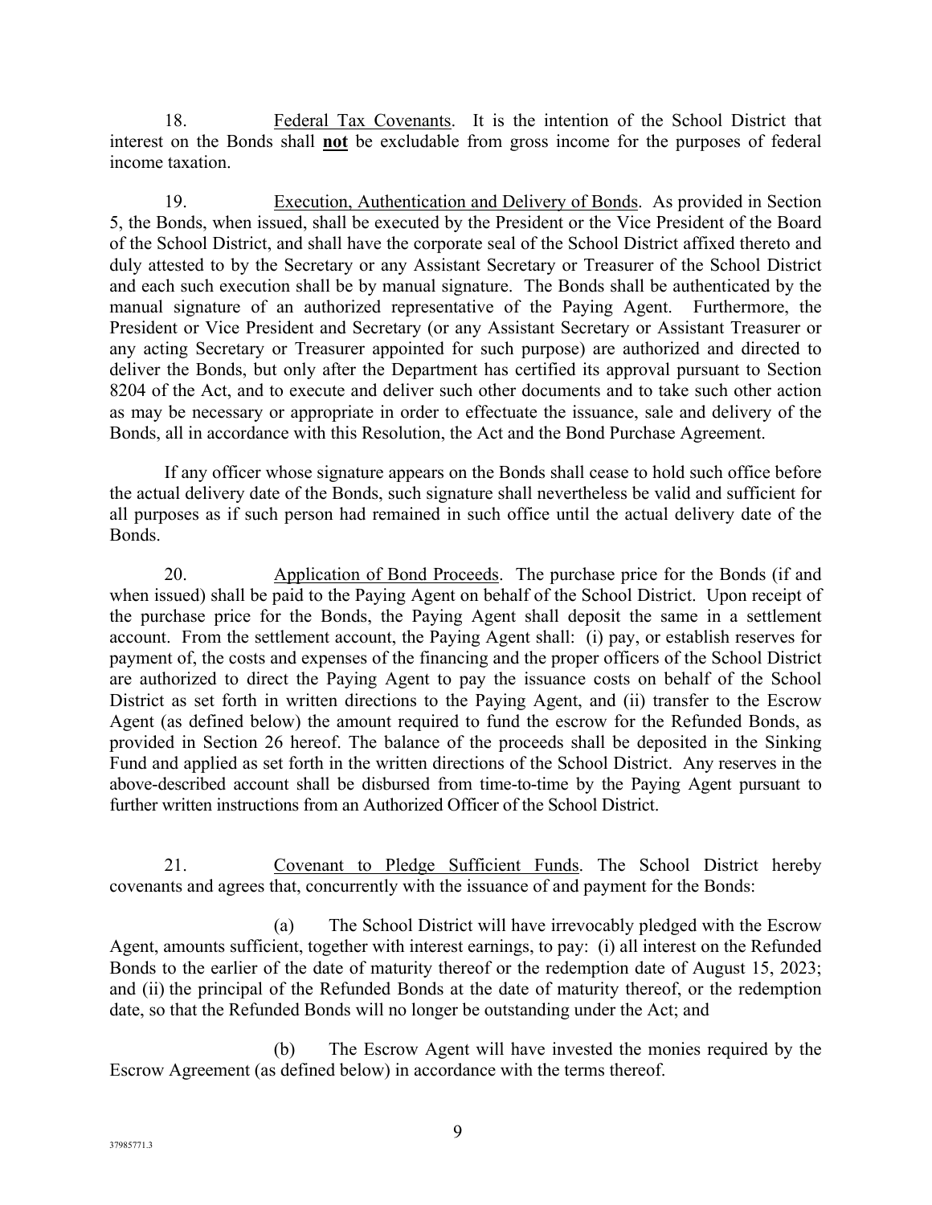18. Federal Tax Covenants. It is the intention of the School District that interest on the Bonds shall **not** be excludable from gross income for the purposes of federal income taxation.

19. Execution, Authentication and Delivery of Bonds. As provided in Section 5, the Bonds, when issued, shall be executed by the President or the Vice President of the Board of the School District, and shall have the corporate seal of the School District affixed thereto and duly attested to by the Secretary or any Assistant Secretary or Treasurer of the School District and each such execution shall be by manual signature. The Bonds shall be authenticated by the manual signature of an authorized representative of the Paying Agent. Furthermore, the President or Vice President and Secretary (or any Assistant Secretary or Assistant Treasurer or any acting Secretary or Treasurer appointed for such purpose) are authorized and directed to deliver the Bonds, but only after the Department has certified its approval pursuant to Section 8204 of the Act, and to execute and deliver such other documents and to take such other action as may be necessary or appropriate in order to effectuate the issuance, sale and delivery of the Bonds, all in accordance with this Resolution, the Act and the Bond Purchase Agreement.

If any officer whose signature appears on the Bonds shall cease to hold such office before the actual delivery date of the Bonds, such signature shall nevertheless be valid and sufficient for all purposes as if such person had remained in such office until the actual delivery date of the Bonds.

20. Application of Bond Proceeds. The purchase price for the Bonds (if and when issued) shall be paid to the Paying Agent on behalf of the School District. Upon receipt of the purchase price for the Bonds, the Paying Agent shall deposit the same in a settlement account. From the settlement account, the Paying Agent shall: (i) pay, or establish reserves for payment of, the costs and expenses of the financing and the proper officers of the School District are authorized to direct the Paying Agent to pay the issuance costs on behalf of the School District as set forth in written directions to the Paying Agent, and (ii) transfer to the Escrow Agent (as defined below) the amount required to fund the escrow for the Refunded Bonds, as provided in Section 26 hereof. The balance of the proceeds shall be deposited in the Sinking Fund and applied as set forth in the written directions of the School District. Any reserves in the above-described account shall be disbursed from time-to-time by the Paying Agent pursuant to further written instructions from an Authorized Officer of the School District.

21. Covenant to Pledge Sufficient Funds. The School District hereby covenants and agrees that, concurrently with the issuance of and payment for the Bonds:

(a) The School District will have irrevocably pledged with the Escrow Agent, amounts sufficient, together with interest earnings, to pay: (i) all interest on the Refunded Bonds to the earlier of the date of maturity thereof or the redemption date of August 15, 2023; and (ii) the principal of the Refunded Bonds at the date of maturity thereof, or the redemption date, so that the Refunded Bonds will no longer be outstanding under the Act; and

(b) The Escrow Agent will have invested the monies required by the Escrow Agreement (as defined below) in accordance with the terms thereof.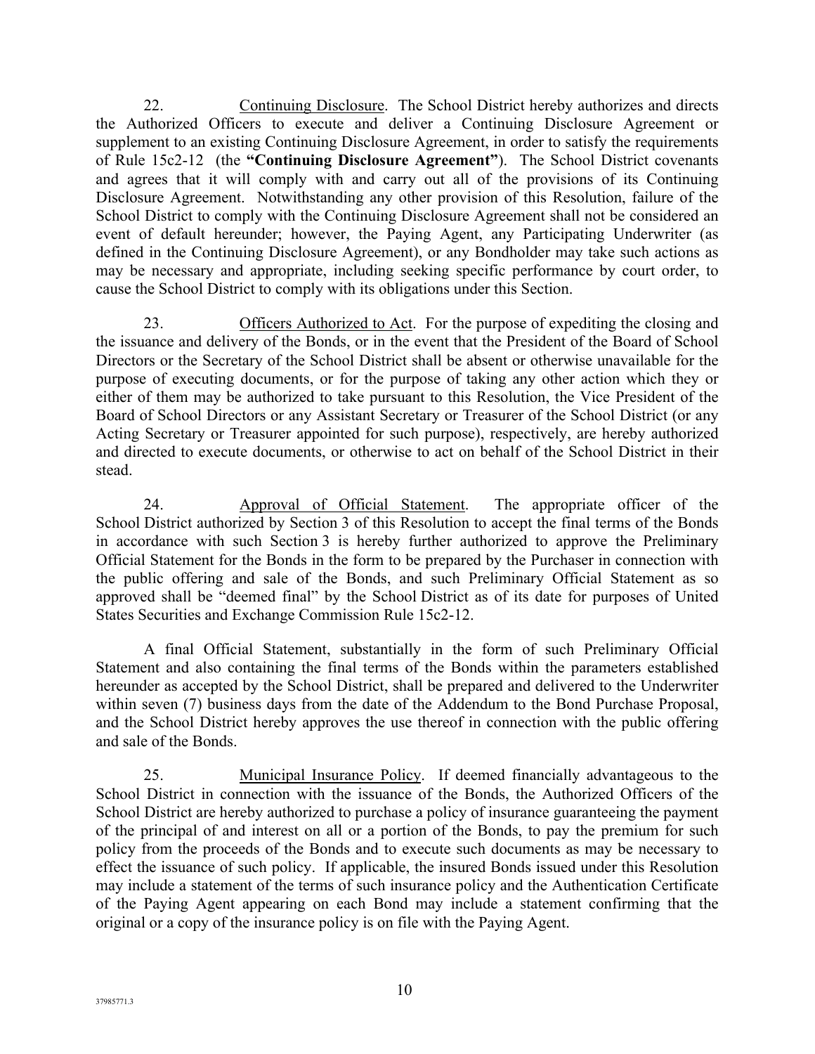22. Continuing Disclosure. The School District hereby authorizes and directs the Authorized Officers to execute and deliver a Continuing Disclosure Agreement or supplement to an existing Continuing Disclosure Agreement, in order to satisfy the requirements of Rule 15c2-12 (the **"Continuing Disclosure Agreement"**). The School District covenants and agrees that it will comply with and carry out all of the provisions of its Continuing Disclosure Agreement. Notwithstanding any other provision of this Resolution, failure of the School District to comply with the Continuing Disclosure Agreement shall not be considered an event of default hereunder; however, the Paying Agent, any Participating Underwriter (as defined in the Continuing Disclosure Agreement), or any Bondholder may take such actions as may be necessary and appropriate, including seeking specific performance by court order, to cause the School District to comply with its obligations under this Section.

23. Officers Authorized to Act. For the purpose of expediting the closing and the issuance and delivery of the Bonds, or in the event that the President of the Board of School Directors or the Secretary of the School District shall be absent or otherwise unavailable for the purpose of executing documents, or for the purpose of taking any other action which they or either of them may be authorized to take pursuant to this Resolution, the Vice President of the Board of School Directors or any Assistant Secretary or Treasurer of the School District (or any Acting Secretary or Treasurer appointed for such purpose), respectively, are hereby authorized and directed to execute documents, or otherwise to act on behalf of the School District in their stead.

24. Approval of Official Statement. The appropriate officer of the School District authorized by Section 3 of this Resolution to accept the final terms of the Bonds in accordance with such Section 3 is hereby further authorized to approve the Preliminary Official Statement for the Bonds in the form to be prepared by the Purchaser in connection with the public offering and sale of the Bonds, and such Preliminary Official Statement as so approved shall be "deemed final" by the School District as of its date for purposes of United States Securities and Exchange Commission Rule 15c2-12.

A final Official Statement, substantially in the form of such Preliminary Official Statement and also containing the final terms of the Bonds within the parameters established hereunder as accepted by the School District, shall be prepared and delivered to the Underwriter within seven (7) business days from the date of the Addendum to the Bond Purchase Proposal, and the School District hereby approves the use thereof in connection with the public offering and sale of the Bonds.

25. Municipal Insurance Policy. If deemed financially advantageous to the School District in connection with the issuance of the Bonds, the Authorized Officers of the School District are hereby authorized to purchase a policy of insurance guaranteeing the payment of the principal of and interest on all or a portion of the Bonds, to pay the premium for such policy from the proceeds of the Bonds and to execute such documents as may be necessary to effect the issuance of such policy. If applicable, the insured Bonds issued under this Resolution may include a statement of the terms of such insurance policy and the Authentication Certificate of the Paying Agent appearing on each Bond may include a statement confirming that the original or a copy of the insurance policy is on file with the Paying Agent.

37985771.3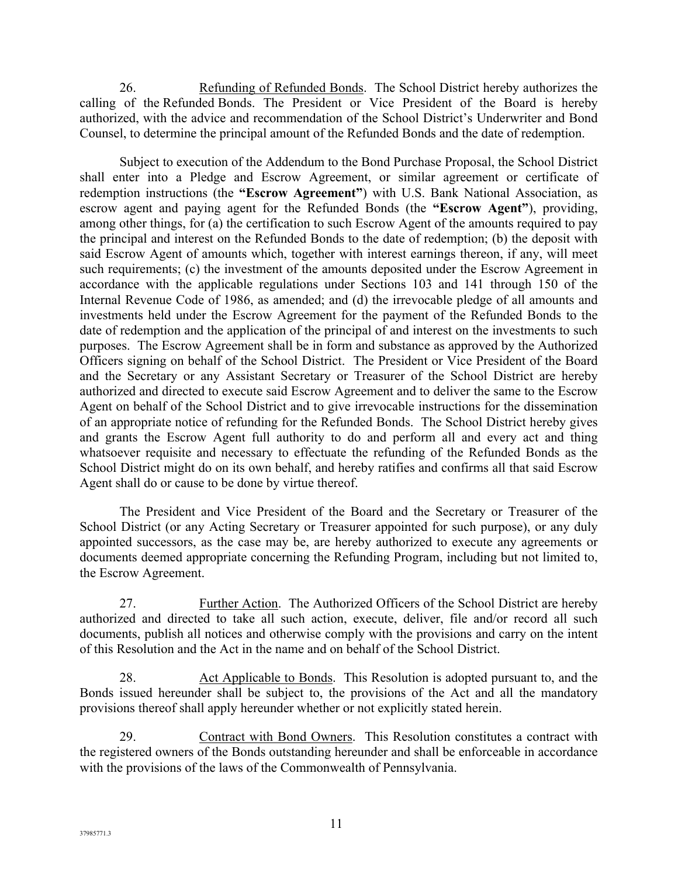26. Refunding of Refunded Bonds. The School District hereby authorizes the calling of the Refunded Bonds. The President or Vice President of the Board is hereby authorized, with the advice and recommendation of the School District's Underwriter and Bond Counsel, to determine the principal amount of the Refunded Bonds and the date of redemption.

Subject to execution of the Addendum to the Bond Purchase Proposal, the School District shall enter into a Pledge and Escrow Agreement, or similar agreement or certificate of redemption instructions (the **"Escrow Agreement"**) with U.S. Bank National Association, as escrow agent and paying agent for the Refunded Bonds (the **"Escrow Agent"**), providing, among other things, for (a) the certification to such Escrow Agent of the amounts required to pay the principal and interest on the Refunded Bonds to the date of redemption; (b) the deposit with said Escrow Agent of amounts which, together with interest earnings thereon, if any, will meet such requirements; (c) the investment of the amounts deposited under the Escrow Agreement in accordance with the applicable regulations under Sections 103 and 141 through 150 of the Internal Revenue Code of 1986, as amended; and (d) the irrevocable pledge of all amounts and investments held under the Escrow Agreement for the payment of the Refunded Bonds to the date of redemption and the application of the principal of and interest on the investments to such purposes. The Escrow Agreement shall be in form and substance as approved by the Authorized Officers signing on behalf of the School District. The President or Vice President of the Board and the Secretary or any Assistant Secretary or Treasurer of the School District are hereby authorized and directed to execute said Escrow Agreement and to deliver the same to the Escrow Agent on behalf of the School District and to give irrevocable instructions for the dissemination of an appropriate notice of refunding for the Refunded Bonds. The School District hereby gives and grants the Escrow Agent full authority to do and perform all and every act and thing whatsoever requisite and necessary to effectuate the refunding of the Refunded Bonds as the School District might do on its own behalf, and hereby ratifies and confirms all that said Escrow Agent shall do or cause to be done by virtue thereof.

The President and Vice President of the Board and the Secretary or Treasurer of the School District (or any Acting Secretary or Treasurer appointed for such purpose), or any duly appointed successors, as the case may be, are hereby authorized to execute any agreements or documents deemed appropriate concerning the Refunding Program, including but not limited to, the Escrow Agreement.

27. Further Action. The Authorized Officers of the School District are hereby authorized and directed to take all such action, execute, deliver, file and/or record all such documents, publish all notices and otherwise comply with the provisions and carry on the intent of this Resolution and the Act in the name and on behalf of the School District.

28. Act Applicable to Bonds. This Resolution is adopted pursuant to, and the Bonds issued hereunder shall be subject to, the provisions of the Act and all the mandatory provisions thereof shall apply hereunder whether or not explicitly stated herein.

29. Contract with Bond Owners. This Resolution constitutes a contract with the registered owners of the Bonds outstanding hereunder and shall be enforceable in accordance with the provisions of the laws of the Commonwealth of Pennsylvania.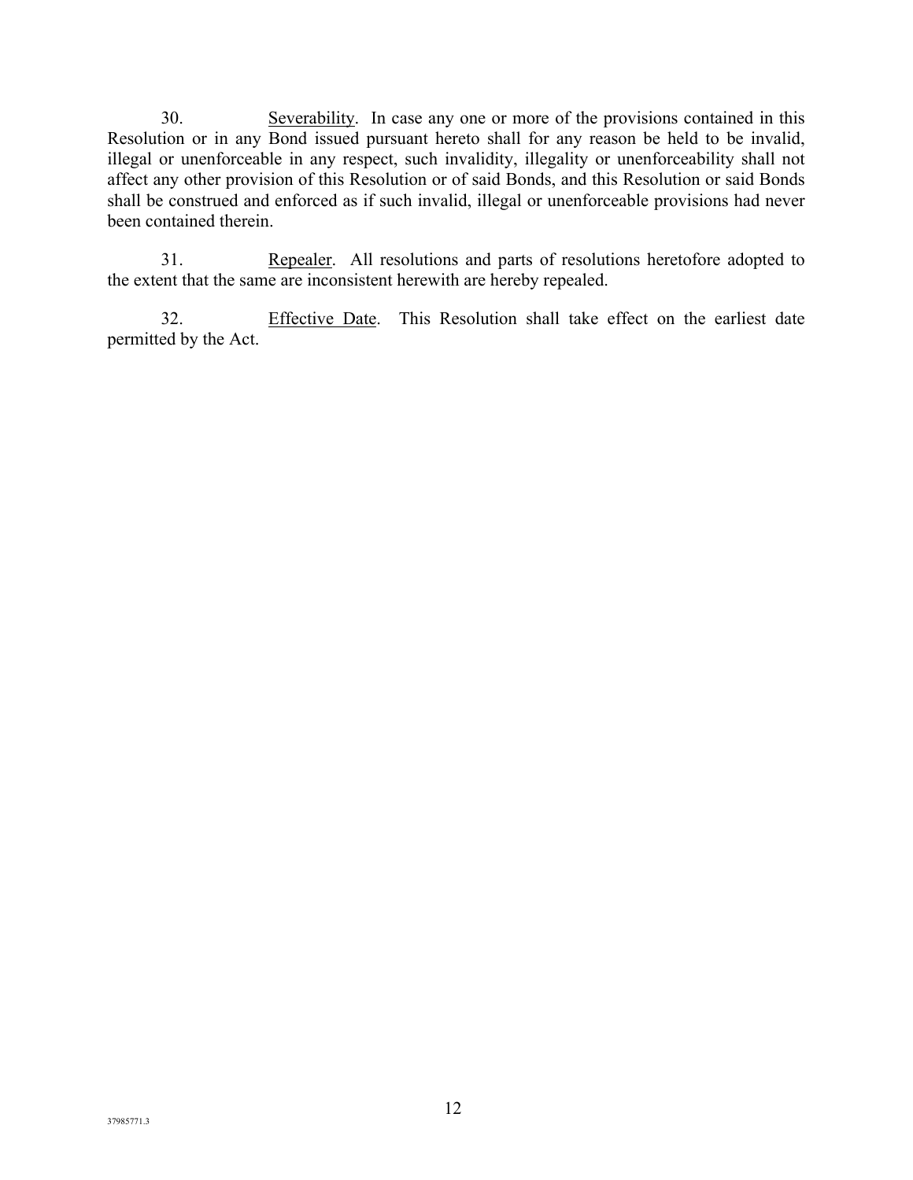30. Severability. In case any one or more of the provisions contained in this Resolution or in any Bond issued pursuant hereto shall for any reason be held to be invalid, illegal or unenforceable in any respect, such invalidity, illegality or unenforceability shall not affect any other provision of this Resolution or of said Bonds, and this Resolution or said Bonds shall be construed and enforced as if such invalid, illegal or unenforceable provisions had never been contained therein.

31. Repealer. All resolutions and parts of resolutions heretofore adopted to the extent that the same are inconsistent herewith are hereby repealed.

32. Effective Date. This Resolution shall take effect on the earliest date permitted by the Act.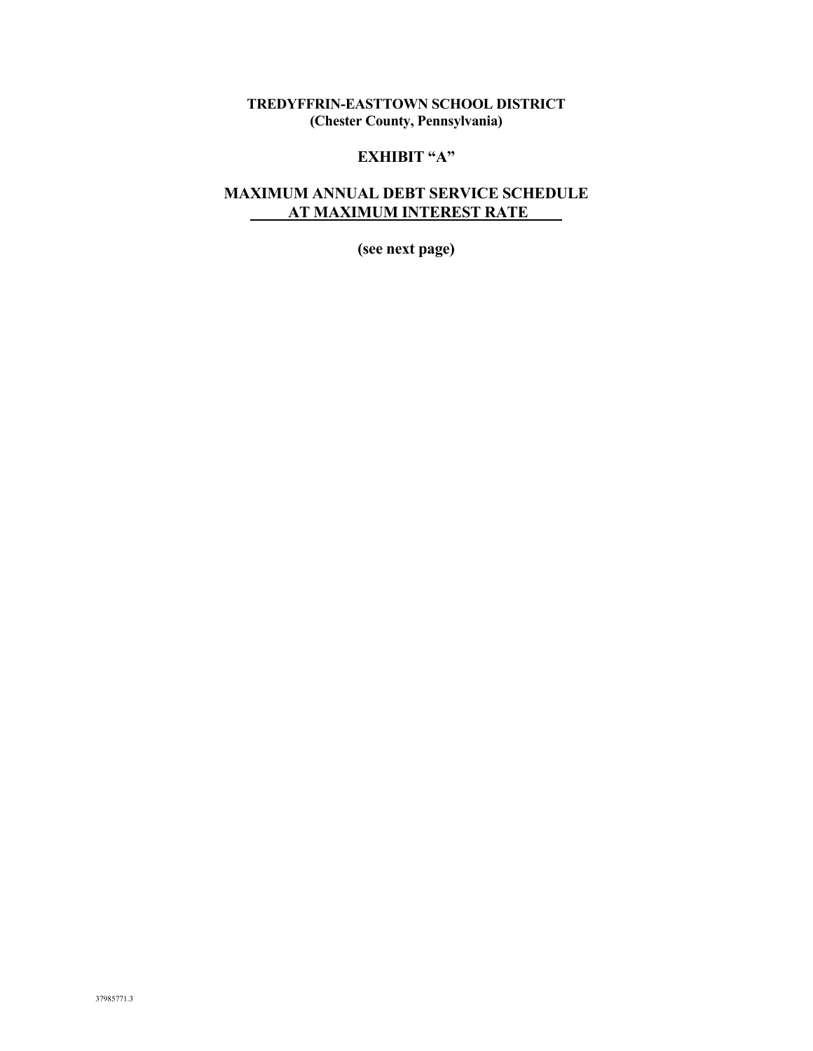**TREDYFFRIN-EASTTOWN SCHOOL DISTRICT**
**(Chester County, Pennsylvania)**

# EXHIBIT "A"

## MAXIMUM ANNUAL DEBT SERVICE SCHEDULE AT MAXIMUM INTEREST RATE

**(see next page)**

37985771.3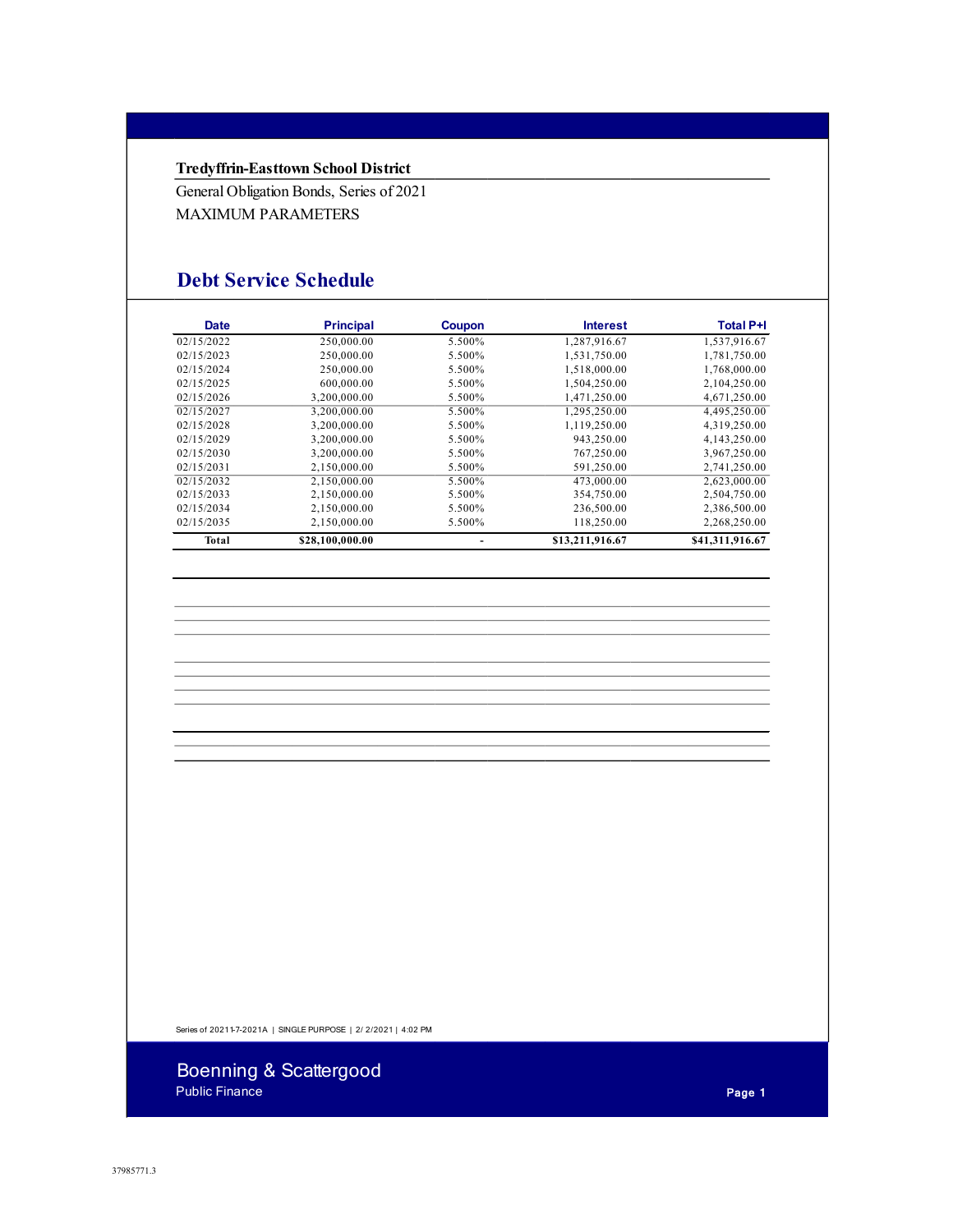**Tredyffrin-Easttown School District**

General Obligation Bonds, Series of 2021

MAXIMUM PARAMETERS

## Debt Service Schedule

| Date | Principal | Coupon | Interest | Total P+I |
|---|---|---|---|---|
| 02/15/2022 | 250,000.00 | 5.500% | 1,287,916.67 | 1,537,916.67 |
| 02/15/2023 | 250,000.00 | 5.500% | 1,531,750.00 | 1,781,750.00 |
| 02/15/2024 | 250,000.00 | 5.500% | 1,518,000.00 | 1,768,000.00 |
| 02/15/2025 | 600,000.00 | 5.500% | 1,504,250.00 | 2,104,250.00 |
| 02/15/2026 | 3,200,000.00 | 5.500% | 1,471,250.00 | 4,671,250.00 |
| 02/15/2027 | 3,200,000.00 | 5.500% | 1,295,250.00 | 4,495,250.00 |
| 02/15/2028 | 3,200,000.00 | 5.500% | 1,119,250.00 | 4,319,250.00 |
| 02/15/2029 | 3,200,000.00 | 5.500% | 943,250.00 | 4,143,250.00 |
| 02/15/2030 | 3,200,000.00 | 5.500% | 767,250.00 | 3,967,250.00 |
| 02/15/2031 | 2,150,000.00 | 5.500% | 591,250.00 | 2,741,250.00 |
| 02/15/2032 | 2,150,000.00 | 5.500% | 473,000.00 | 2,623,000.00 |
| 02/15/2033 | 2,150,000.00 | 5.500% | 354,750.00 | 2,504,750.00 |
| 02/15/2034 | 2,150,000.00 | 5.500% | 236,500.00 | 2,386,500.00 |
| 02/15/2035 | 2,150,000.00 | 5.500% | 118,250.00 | 2,268,250.00 |
| **Total** | **$28,100,000.00** | - | **$13,211,916.67** | **$41,311,916.67** |

Series of 20211-7-2021A | SINGLE PURPOSE | 2/ 2/2021 | 4:02 PM

Boenning & Scattergood
Public Finance

37985771.3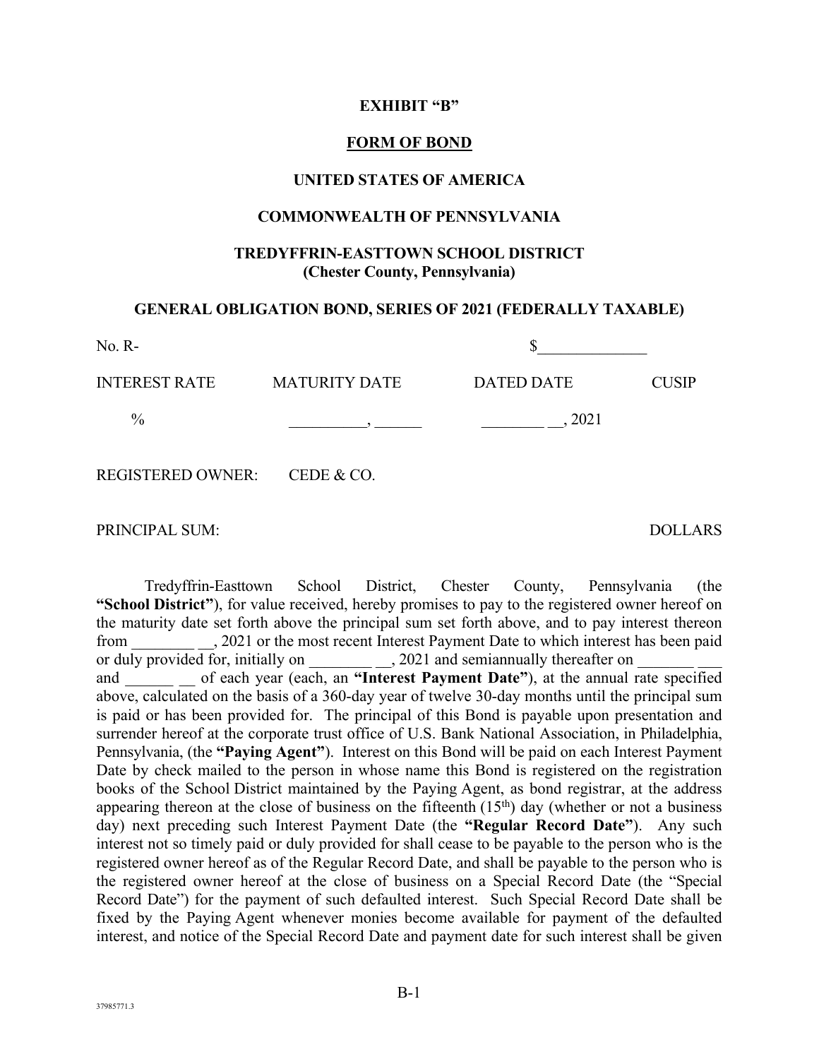**EXHIBIT "B"**

**FORM OF BOND**

**UNITED STATES OF AMERICA**

**COMMONWEALTH OF PENNSYLVANIA**

**TREDYFFRIN-EASTTOWN SCHOOL DISTRICT**
**(Chester County, Pennsylvania)**

**GENERAL OBLIGATION BOND, SERIES OF 2021 (FEDERALLY TAXABLE)**

No. R- $______________

| INTEREST RATE | MATURITY DATE | DATED DATE | CUSIP |
|---|---|---|---|
| % | __________, ______ | ________ __, 2021 | |

REGISTERED OWNER: CEDE & CO.

PRINCIPAL SUM: DOLLARS

Tredyffrin-Easttown School District, Chester County, Pennsylvania (the **"School District"**), for value received, hereby promises to pay to the registered owner hereof on the maturity date set forth above the principal sum set forth above, and to pay interest thereon from ________ __, 2021 or the most recent Interest Payment Date to which interest has been paid or duly provided for, initially on ________ __, 2021 and semiannually thereafter on _______ ___ and ______ __ of each year (each, an **"Interest Payment Date"**), at the annual rate specified above, calculated on the basis of a 360-day year of twelve 30-day months until the principal sum is paid or has been provided for. The principal of this Bond is payable upon presentation and surrender hereof at the corporate trust office of U.S. Bank National Association, in Philadelphia, Pennsylvania, (the **"Paying Agent"**). Interest on this Bond will be paid on each Interest Payment Date by check mailed to the person in whose name this Bond is registered on the registration books of the School District maintained by the Paying Agent, as bond registrar, at the address appearing thereon at the close of business on the fifteenth (15th) day (whether or not a business day) next preceding such Interest Payment Date (the **"Regular Record Date"**). Any such interest not so timely paid or duly provided for shall cease to be payable to the person who is the registered owner hereof as of the Regular Record Date, and shall be payable to the person who is the registered owner hereof at the close of business on a Special Record Date (the "Special Record Date") for the payment of such defaulted interest. Such Special Record Date shall be fixed by the Paying Agent whenever monies become available for payment of the defaulted interest, and notice of the Special Record Date and payment date for such interest shall be given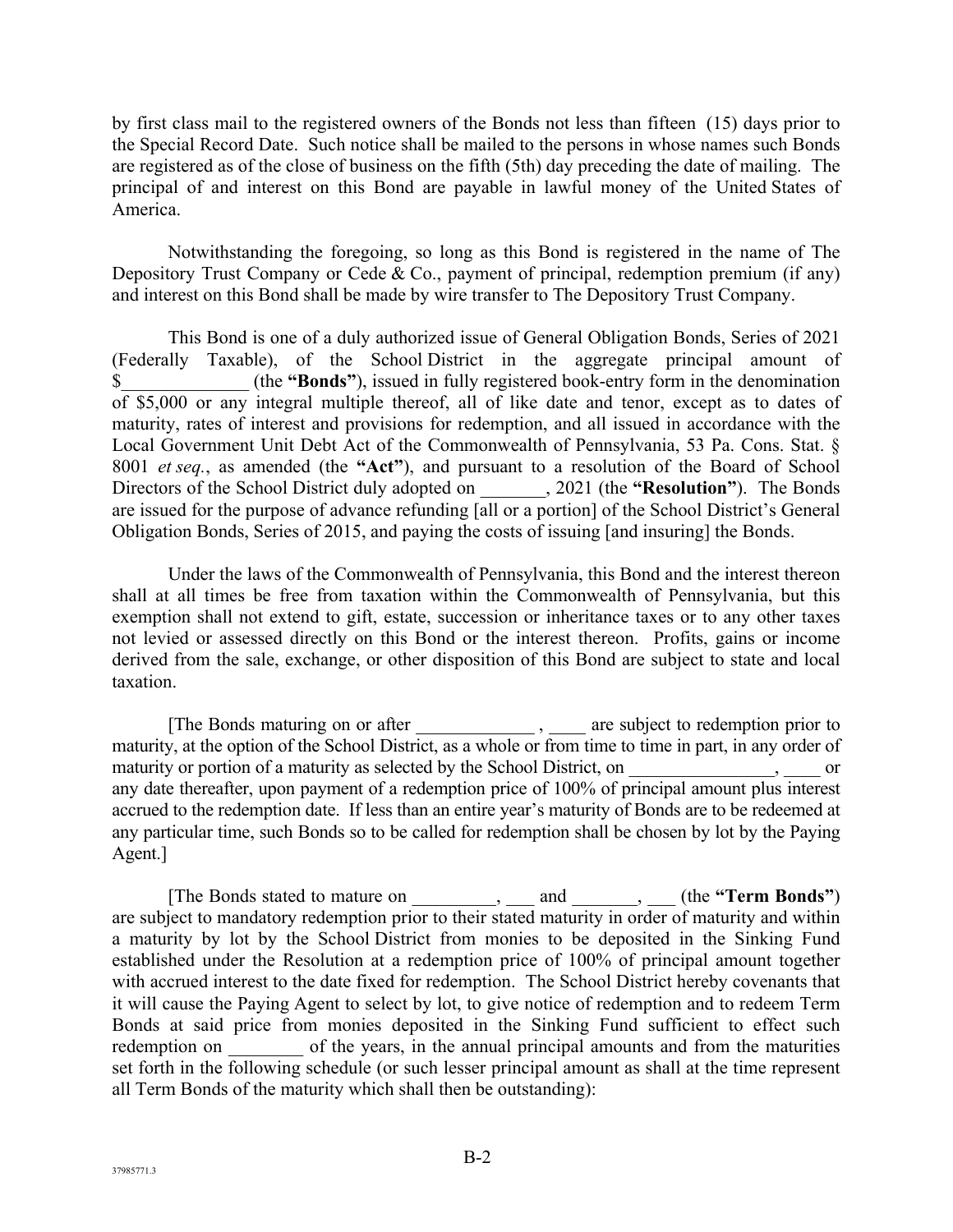by first class mail to the registered owners of the Bonds not less than fifteen (15) days prior to the Special Record Date. Such notice shall be mailed to the persons in whose names such Bonds are registered as of the close of business on the fifth (5th) day preceding the date of mailing. The principal of and interest on this Bond are payable in lawful money of the United States of America.

Notwithstanding the foregoing, so long as this Bond is registered in the name of The Depository Trust Company or Cede & Co., payment of principal, redemption premium (if any) and interest on this Bond shall be made by wire transfer to The Depository Trust Company.

This Bond is one of a duly authorized issue of General Obligation Bonds, Series of 2021 (Federally Taxable), of the School District in the aggregate principal amount of $_____________ (the **"Bonds"**), issued in fully registered book-entry form in the denomination of $5,000 or any integral multiple thereof, all of like date and tenor, except as to dates of maturity, rates of interest and provisions for redemption, and all issued in accordance with the Local Government Unit Debt Act of the Commonwealth of Pennsylvania, 53 Pa. Cons. Stat. § 8001 *et seq.*, as amended (the **"Act"**), and pursuant to a resolution of the Board of School Directors of the School District duly adopted on _______, 2021 (the **"Resolution"**). The Bonds are issued for the purpose of advance refunding [all or a portion] of the School District's General Obligation Bonds, Series of 2015, and paying the costs of issuing [and insuring] the Bonds.

Under the laws of the Commonwealth of Pennsylvania, this Bond and the interest thereon shall at all times be free from taxation within the Commonwealth of Pennsylvania, but this exemption shall not extend to gift, estate, succession or inheritance taxes or to any other taxes not levied or assessed directly on this Bond or the interest thereon. Profits, gains or income derived from the sale, exchange, or other disposition of this Bond are subject to state and local taxation.

[The Bonds maturing on or after ____________ , ____ are subject to redemption prior to maturity, at the option of the School District, as a whole or from time to time in part, in any order of maturity or portion of a maturity as selected by the School District, on _______________, ____ or any date thereafter, upon payment of a redemption price of 100% of principal amount plus interest accrued to the redemption date. If less than an entire year's maturity of Bonds are to be redeemed at any particular time, such Bonds so to be called for redemption shall be chosen by lot by the Paying Agent.]

[The Bonds stated to mature on _________, ___ and _______, ___ (the **"Term Bonds"**) are subject to mandatory redemption prior to their stated maturity in order of maturity and within a maturity by lot by the School District from monies to be deposited in the Sinking Fund established under the Resolution at a redemption price of 100% of principal amount together with accrued interest to the date fixed for redemption. The School District hereby covenants that it will cause the Paying Agent to select by lot, to give notice of redemption and to redeem Term Bonds at said price from monies deposited in the Sinking Fund sufficient to effect such redemption on ________ of the years, in the annual principal amounts and from the maturities set forth in the following schedule (or such lesser principal amount as shall at the time represent all Term Bonds of the maturity which shall then be outstanding):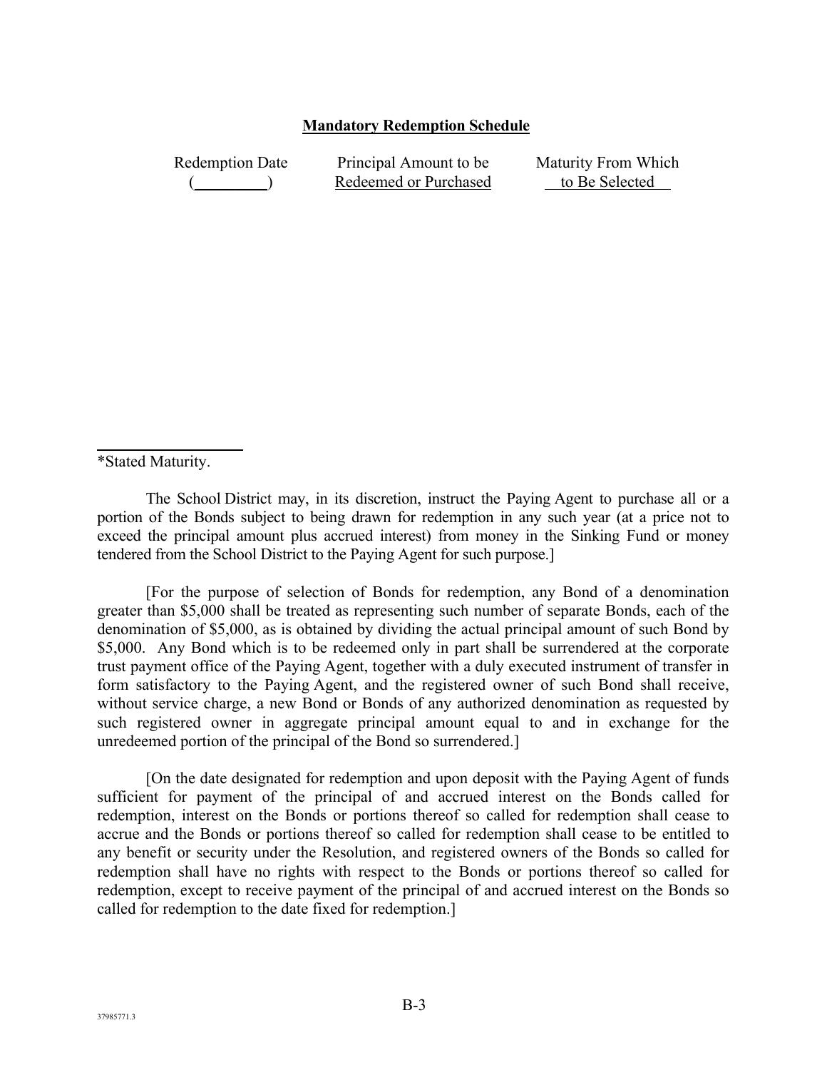**Mandatory Redemption Schedule**

| Redemption Date (\_\_\_\_\_\_\_\_\_) | Principal Amount to be Redeemed or Purchased | Maturity From Which to Be Selected |
|---|---|---|

\*Stated Maturity.

The School District may, in its discretion, instruct the Paying Agent to purchase all or a portion of the Bonds subject to being drawn for redemption in any such year (at a price not to exceed the principal amount plus accrued interest) from money in the Sinking Fund or money tendered from the School District to the Paying Agent for such purpose.]

[For the purpose of selection of Bonds for redemption, any Bond of a denomination greater than $5,000 shall be treated as representing such number of separate Bonds, each of the denomination of $5,000, as is obtained by dividing the actual principal amount of such Bond by $5,000. Any Bond which is to be redeemed only in part shall be surrendered at the corporate trust payment office of the Paying Agent, together with a duly executed instrument of transfer in form satisfactory to the Paying Agent, and the registered owner of such Bond shall receive, without service charge, a new Bond or Bonds of any authorized denomination as requested by such registered owner in aggregate principal amount equal to and in exchange for the unredeemed portion of the principal of the Bond so surrendered.]

[On the date designated for redemption and upon deposit with the Paying Agent of funds sufficient for payment of the principal of and accrued interest on the Bonds called for redemption, interest on the Bonds or portions thereof so called for redemption shall cease to accrue and the Bonds or portions thereof so called for redemption shall cease to be entitled to any benefit or security under the Resolution, and registered owners of the Bonds so called for redemption shall have no rights with respect to the Bonds or portions thereof so called for redemption, except to receive payment of the principal of and accrued interest on the Bonds so called for redemption to the date fixed for redemption.]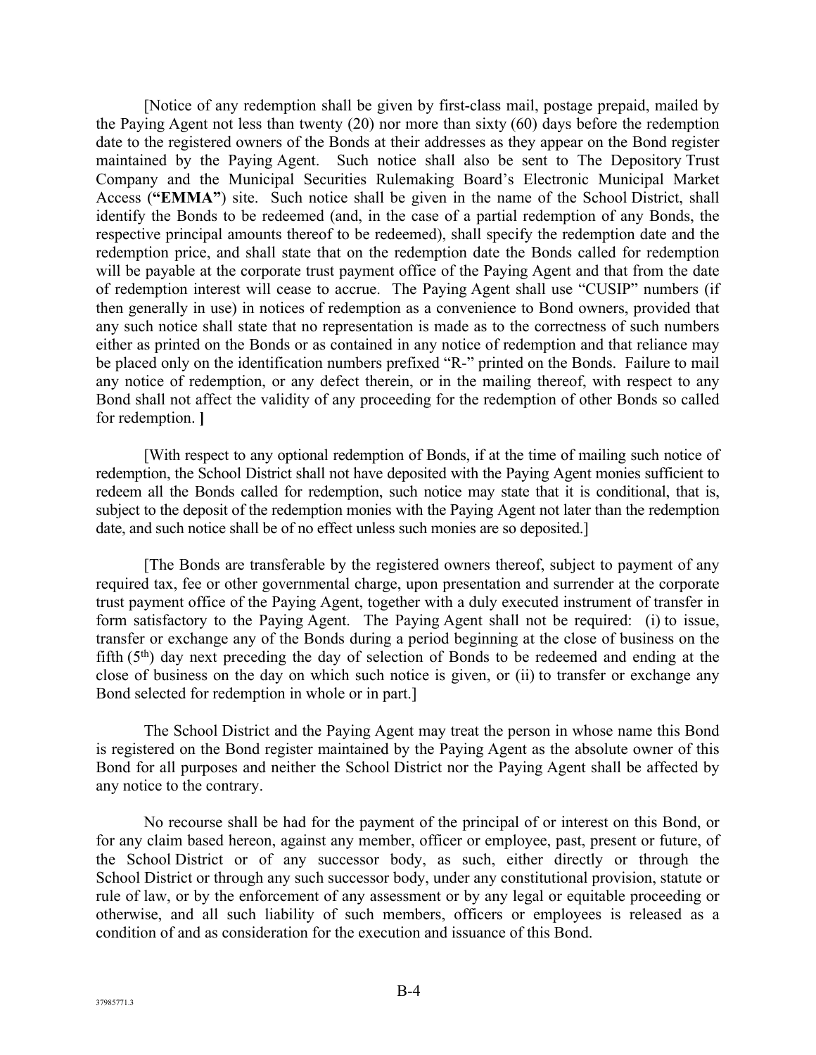[Notice of any redemption shall be given by first-class mail, postage prepaid, mailed by the Paying Agent not less than twenty (20) nor more than sixty (60) days before the redemption date to the registered owners of the Bonds at their addresses as they appear on the Bond register maintained by the Paying Agent. Such notice shall also be sent to The Depository Trust Company and the Municipal Securities Rulemaking Board's Electronic Municipal Market Access (**"EMMA"**) site. Such notice shall be given in the name of the School District, shall identify the Bonds to be redeemed (and, in the case of a partial redemption of any Bonds, the respective principal amounts thereof to be redeemed), shall specify the redemption date and the redemption price, and shall state that on the redemption date the Bonds called for redemption will be payable at the corporate trust payment office of the Paying Agent and that from the date of redemption interest will cease to accrue. The Paying Agent shall use "CUSIP" numbers (if then generally in use) in notices of redemption as a convenience to Bond owners, provided that any such notice shall state that no representation is made as to the correctness of such numbers either as printed on the Bonds or as contained in any notice of redemption and that reliance may be placed only on the identification numbers prefixed "R-" printed on the Bonds. Failure to mail any notice of redemption, or any defect therein, or in the mailing thereof, with respect to any Bond shall not affect the validity of any proceeding for the redemption of other Bonds so called for redemption. **]**

[With respect to any optional redemption of Bonds, if at the time of mailing such notice of redemption, the School District shall not have deposited with the Paying Agent monies sufficient to redeem all the Bonds called for redemption, such notice may state that it is conditional, that is, subject to the deposit of the redemption monies with the Paying Agent not later than the redemption date, and such notice shall be of no effect unless such monies are so deposited.]

[The Bonds are transferable by the registered owners thereof, subject to payment of any required tax, fee or other governmental charge, upon presentation and surrender at the corporate trust payment office of the Paying Agent, together with a duly executed instrument of transfer in form satisfactory to the Paying Agent. The Paying Agent shall not be required: (i) to issue, transfer or exchange any of the Bonds during a period beginning at the close of business on the fifth (5th) day next preceding the day of selection of Bonds to be redeemed and ending at the close of business on the day on which such notice is given, or (ii) to transfer or exchange any Bond selected for redemption in whole or in part.]

The School District and the Paying Agent may treat the person in whose name this Bond is registered on the Bond register maintained by the Paying Agent as the absolute owner of this Bond for all purposes and neither the School District nor the Paying Agent shall be affected by any notice to the contrary.

No recourse shall be had for the payment of the principal of or interest on this Bond, or for any claim based hereon, against any member, officer or employee, past, present or future, of the School District or of any successor body, as such, either directly or through the School District or through any such successor body, under any constitutional provision, statute or rule of law, or by the enforcement of any assessment or by any legal or equitable proceeding or otherwise, and all such liability of such members, officers or employees is released as a condition of and as consideration for the execution and issuance of this Bond.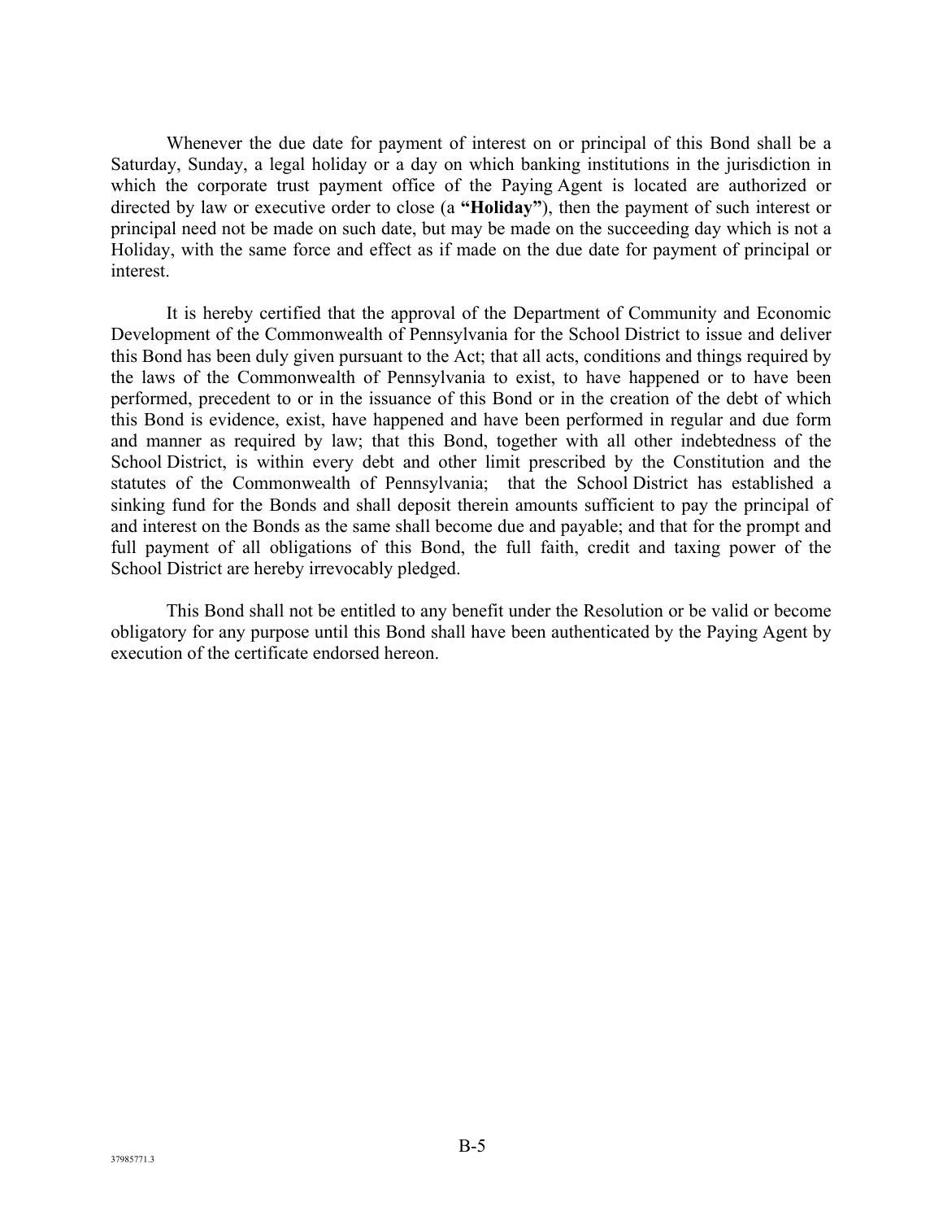Whenever the due date for payment of interest on or principal of this Bond shall be a Saturday, Sunday, a legal holiday or a day on which banking institutions in the jurisdiction in which the corporate trust payment office of the Paying Agent is located are authorized or directed by law or executive order to close (a **"Holiday"**), then the payment of such interest or principal need not be made on such date, but may be made on the succeeding day which is not a Holiday, with the same force and effect as if made on the due date for payment of principal or interest.

It is hereby certified that the approval of the Department of Community and Economic Development of the Commonwealth of Pennsylvania for the School District to issue and deliver this Bond has been duly given pursuant to the Act; that all acts, conditions and things required by the laws of the Commonwealth of Pennsylvania to exist, to have happened or to have been performed, precedent to or in the issuance of this Bond or in the creation of the debt of which this Bond is evidence, exist, have happened and have been performed in regular and due form and manner as required by law; that this Bond, together with all other indebtedness of the School District, is within every debt and other limit prescribed by the Constitution and the statutes of the Commonwealth of Pennsylvania; that the School District has established a sinking fund for the Bonds and shall deposit therein amounts sufficient to pay the principal of and interest on the Bonds as the same shall become due and payable; and that for the prompt and full payment of all obligations of this Bond, the full faith, credit and taxing power of the School District are hereby irrevocably pledged.

This Bond shall not be entitled to any benefit under the Resolution or be valid or become obligatory for any purpose until this Bond shall have been authenticated by the Paying Agent by execution of the certificate endorsed hereon.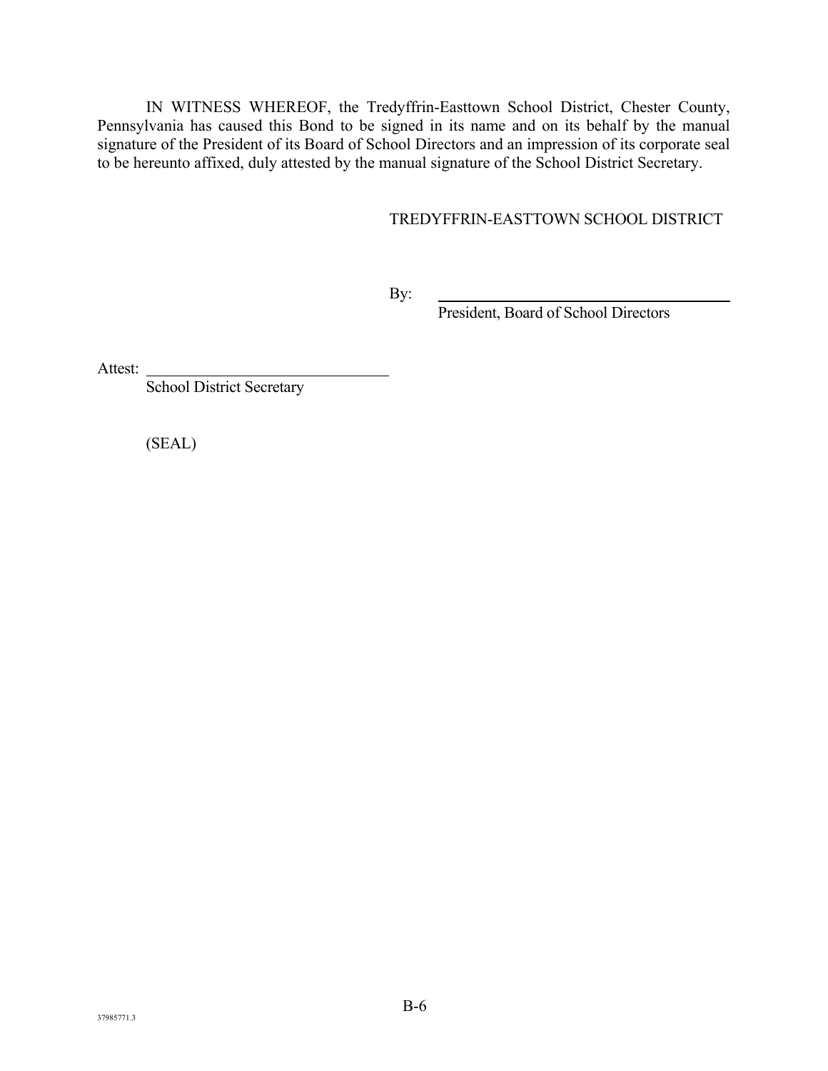IN WITNESS WHEREOF, the Tredyffrin-Easttown School District, Chester County, Pennsylvania has caused this Bond to be signed in its name and on its behalf by the manual signature of the President of its Board of School Directors and an impression of its corporate seal to be hereunto affixed, duly attested by the manual signature of the School District Secretary.

TREDYFFRIN-EASTTOWN SCHOOL DISTRICT

By: \_\_\_\_\_\_\_\_\_\_\_\_\_\_\_\_\_\_\_\_\_\_\_\_\_\_\_\_\_\_\_\_\_\_\_\_
President, Board of School Directors

Attest: \_\_\_\_\_\_\_\_\_\_\_\_\_\_\_\_\_\_\_\_\_\_\_\_\_\_\_\_\_\_
School District Secretary

(SEAL)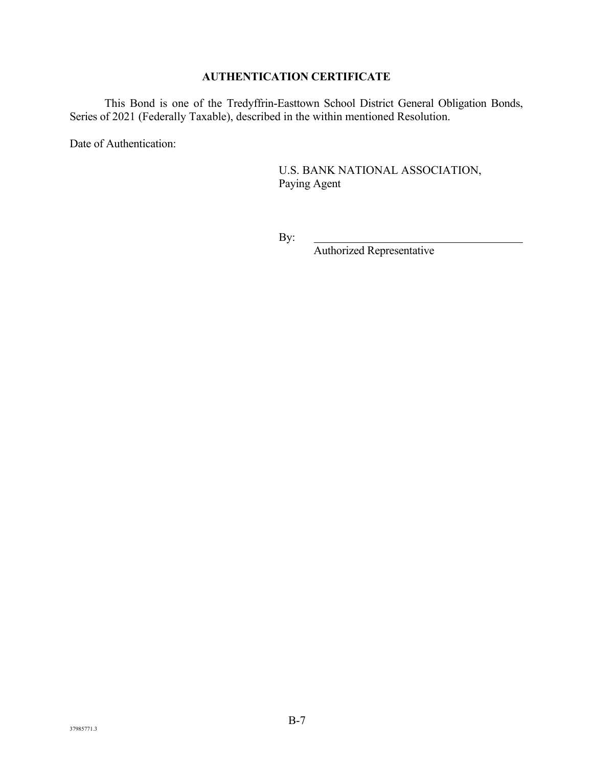**AUTHENTICATION CERTIFICATE**

This Bond is one of the Tredyffrin-Easttown School District General Obligation Bonds, Series of 2021 (Federally Taxable), described in the within mentioned Resolution.

Date of Authentication:

U.S. BANK NATIONAL ASSOCIATION,
Paying Agent

By: ______________________________
Authorized Representative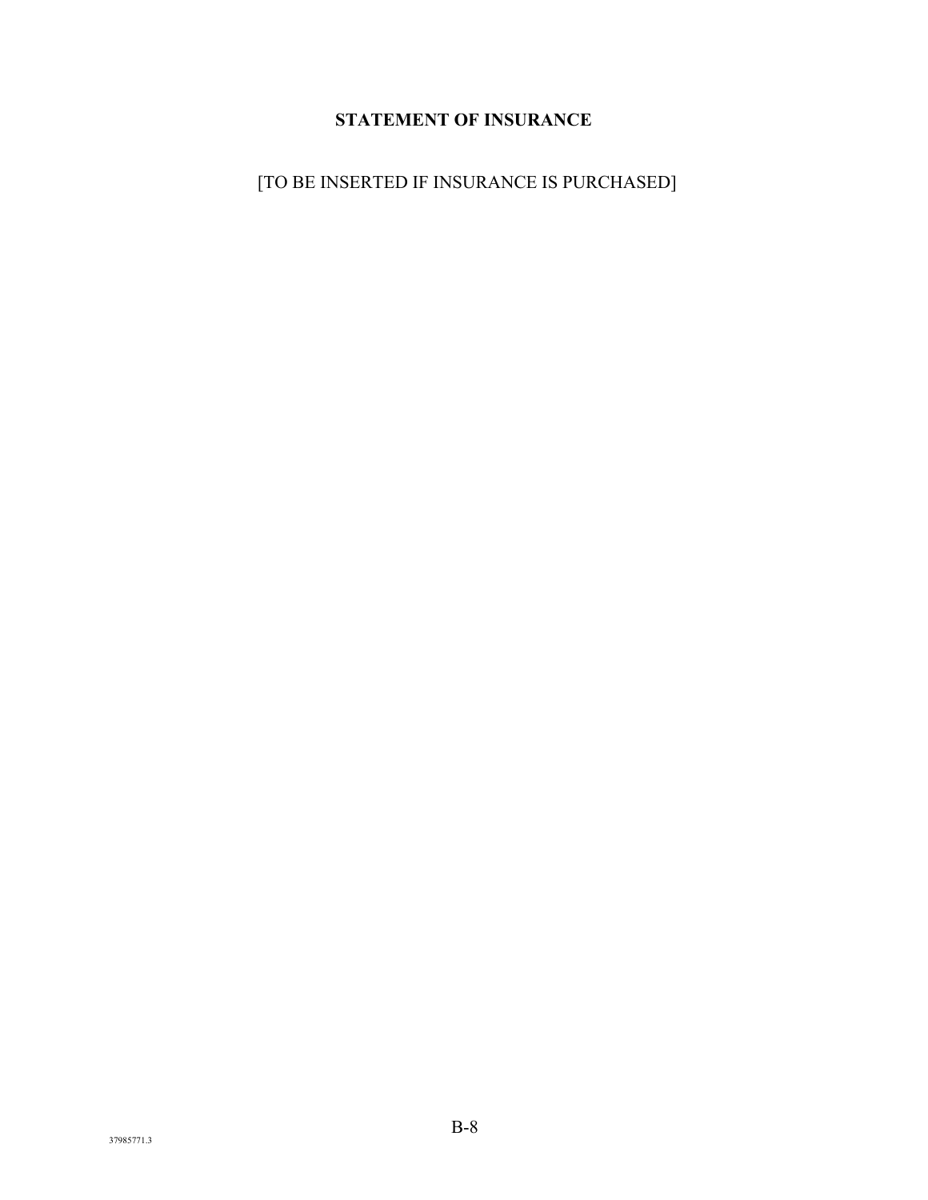# STATEMENT OF INSURANCE

[TO BE INSERTED IF INSURANCE IS PURCHASED]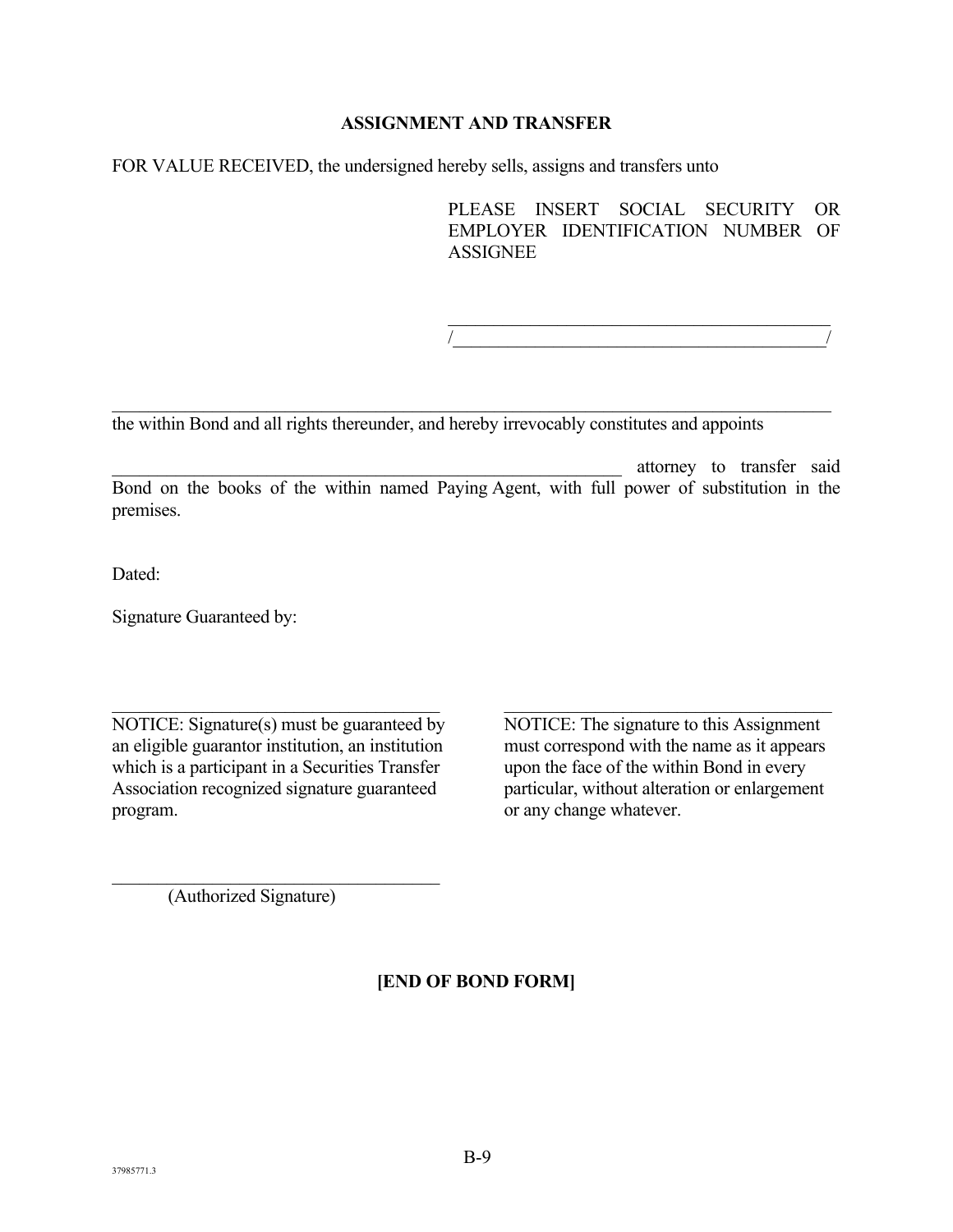**ASSIGNMENT AND TRANSFER**

FOR VALUE RECEIVED, the undersigned hereby sells, assigns and transfers unto

PLEASE INSERT SOCIAL SECURITY OR EMPLOYER IDENTIFICATION NUMBER OF ASSIGNEE

_____________________________________________

/___________________________________________/

_____________________________________________________________________________

the within Bond and all rights thereunder, and hereby irrevocably constitutes and appoints

_________________________________________________ attorney to transfer said Bond on the books of the within named Paying Agent, with full power of substitution in the premises.

Dated:

Signature Guaranteed by:

_________________________________

NOTICE: Signature(s) must be guaranteed by an eligible guarantor institution, an institution which is a participant in a Securities Transfer Association recognized signature guaranteed program.

_________________________________

NOTICE: The signature to this Assignment must correspond with the name as it appears upon the face of the within Bond in every particular, without alteration or enlargement or any change whatever.

_________________________________

(Authorized Signature)

**[END OF BOND FORM]**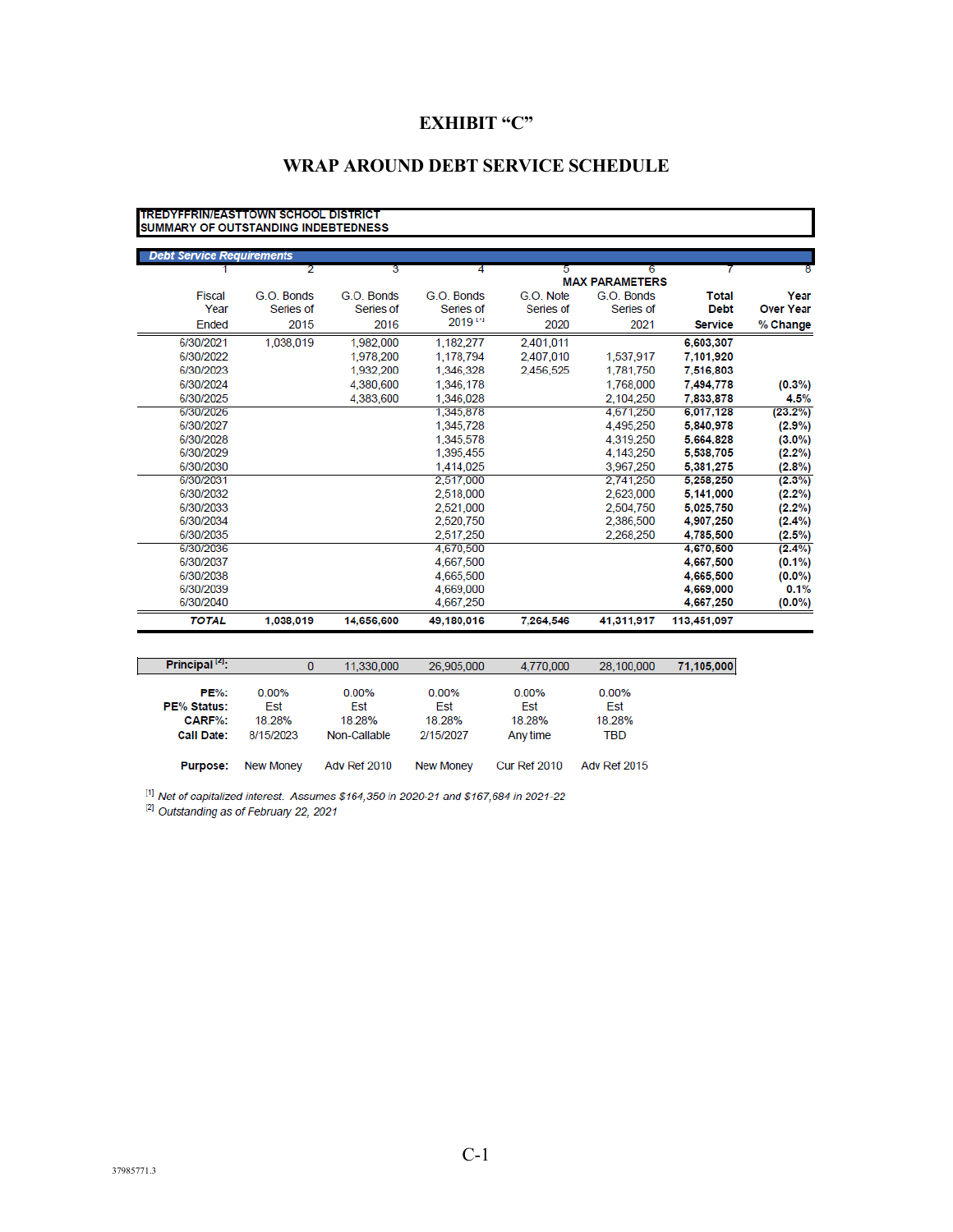# EXHIBIT "C"

## WRAP AROUND DEBT SERVICE SCHEDULE

**TREDYFFRIN/EASTTOWN SCHOOL DISTRICT**
**SUMMARY OF OUTSTANDING INDEBTEDNESS**

***Debt Service Requirements***

| 1 | 2 | 3 | 4 | 5 | 6 | 7 | 8 |
|---|---|---|---|---|---|---|---|
| | | | | MAX PARAMETERS | | | |
| Fiscal Year Ended | G.O. Bonds Series of 2015 | G.O. Bonds Series of 2016 | G.O. Bonds Series of 2019 [1] | G.O. Note Series of 2020 | G.O. Bonds Series of 2021 | **Total Debt Service** | **Year Over Year % Change** |
| 6/30/2021 | 1,038,019 | 1,982,000 | 1,182,277 | 2,401,011 | | **6,603,307** | |
| 6/30/2022 | | 1,978,200 | 1,178,794 | 2,407,010 | 1,537,917 | **7,101,920** | |
| 6/30/2023 | | 1,932,200 | 1,346,328 | 2,456,525 | 1,781,750 | **7,516,803** | |
| 6/30/2024 | | 4,380,600 | 1,346,178 | | 1,768,000 | **7,494,778** | **(0.3%)** |
| 6/30/2025 | | 4,383,600 | 1,346,028 | | 2,104,250 | **7,833,878** | **4.5%** |
| 6/30/2026 | | | 1,345,878 | | 4,671,250 | **6,017,128** | **(23.2%)** |
| 6/30/2027 | | | 1,345,728 | | 4,495,250 | **5,840,978** | **(2.9%)** |
| 6/30/2028 | | | 1,345,578 | | 4,319,250 | **5,664,828** | **(3.0%)** |
| 6/30/2029 | | | 1,395,455 | | 4,143,250 | **5,538,705** | **(2.2%)** |
| 6/30/2030 | | | 1,414,025 | | 3,967,250 | **5,381,275** | **(2.8%)** |
| 6/30/2031 | | | 2,517,000 | | 2,741,250 | **5,258,250** | **(2.3%)** |
| 6/30/2032 | | | 2,518,000 | | 2,623,000 | **5,141,000** | **(2.2%)** |
| 6/30/2033 | | | 2,521,000 | | 2,504,750 | **5,025,750** | **(2.2%)** |
| 6/30/2034 | | | 2,520,750 | | 2,386,500 | **4,907,250** | **(2.4%)** |
| 6/30/2035 | | | 2,517,250 | | 2,268,250 | **4,785,500** | **(2.5%)** |
| 6/30/2036 | | | 4,670,500 | | | **4,670,500** | **(2.4%)** |
| 6/30/2037 | | | 4,667,500 | | | **4,667,500** | **(0.1%)** |
| 6/30/2038 | | | 4,665,500 | | | **4,665,500** | **(0.0%)** |
| 6/30/2039 | | | 4,669,000 | | | **4,669,000** | **0.1%** |
| 6/30/2040 | | | 4,667,250 | | | **4,667,250** | **(0.0%)** |
| ***TOTAL*** | **1,038,019** | **14,656,600** | **49,180,016** | **7,264,546** | **41,311,917** | **113,451,097** | |
| **Principal [2]:** | 0 | 11,330,000 | 26,905,000 | 4,770,000 | 28,100,000 | **71,105,000** | |
| **PE%:** | 0.00% | 0.00% | 0.00% | 0.00% | 0.00% | | |
| **PE% Status:** | Est | Est | Est | Est | Est | | |
| **CARF%:** | 18.28% | 18.28% | 18.28% | 18.28% | 18.28% | | |
| **Call Date:** | 8/15/2023 | Non-Callable | 2/15/2027 | Any time | TBD | | |
| **Purpose:** | New Money | Adv Ref 2010 | New Money | Cur Ref 2010 | Adv Ref 2015 | | |

[1] *Net of capitalized interest. Assumes $164,350 in 2020-21 and $167,684 in 2021-22*
[2] *Outstanding as of February 22, 2021*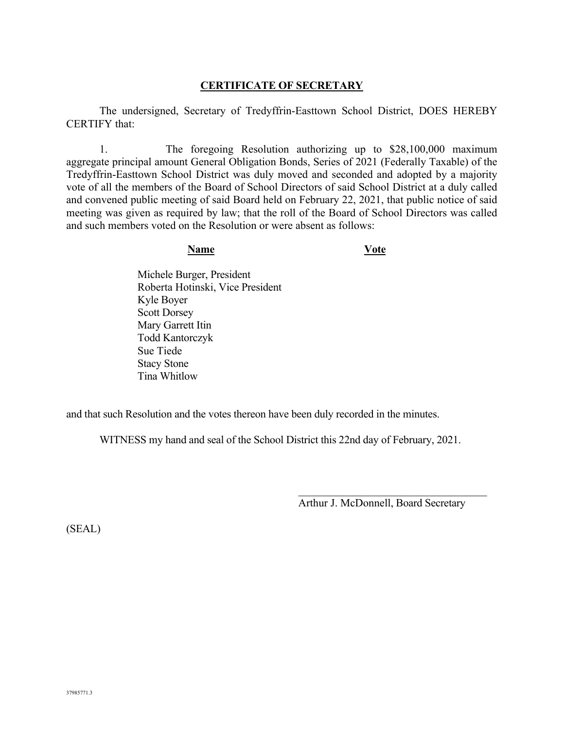## CERTIFICATE OF SECRETARY

The undersigned, Secretary of Tredyffrin-Easttown School District, DOES HEREBY CERTIFY that:

1. The foregoing Resolution authorizing up to $28,100,000 maximum aggregate principal amount General Obligation Bonds, Series of 2021 (Federally Taxable) of the Tredyffrin-Easttown School District was duly moved and seconded and adopted by a majority vote of all the members of the Board of School Directors of said School District at a duly called and convened public meeting of said Board held on February 22, 2021, that public notice of said meeting was given as required by law; that the roll of the Board of School Directors was called and such members voted on the Resolution or were absent as follows:

| Name | Vote |
|---|---|
| Michele Burger, President | |
| Roberta Hotinski, Vice President | |
| Kyle Boyer | |
| Scott Dorsey | |
| Mary Garrett Itin | |
| Todd Kantorczyk | |
| Sue Tiede | |
| Stacy Stone | |
| Tina Whitlow | |

and that such Resolution and the votes thereon have been duly recorded in the minutes.

WITNESS my hand and seal of the School District this 22nd day of February, 2021.

\_\_\_\_\_\_\_\_\_\_\_\_\_\_\_\_\_\_\_\_\_\_\_\_\_\_\_\_\_\_\_\_\_\_\_

Arthur J. McDonnell, Board Secretary

(SEAL)

37985771.3